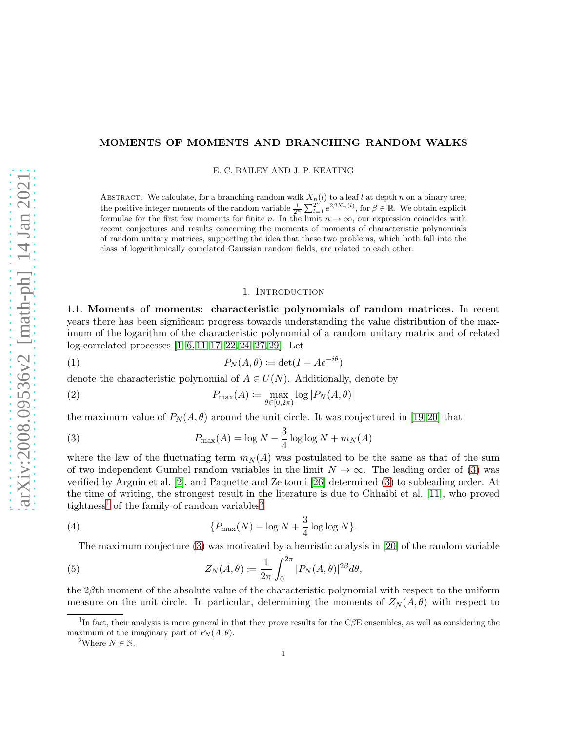# MOMENTS OF MOMENTS AND BRANCHING RANDOM WALKS

E. C. BAILEY AND J. P. KEATING

Abstract. We calculate, for a branching random walk $X_n(l)$ to a leaf $l$ at depth $n$ on a binary tree, the positive integer moments of the random variable $\frac{1}{2^n}\sum_{l=1}^{2^n} e^{2\beta X_n(l)}$, for $\beta \in \mathbb{R}$. We obtain explicit formulae for the first few moments for finite $n$. In the limit $n \to \infty$, our expression coincides with recent conjectures and results concerning the moments of moments of characteristic polynomials of random unitary matrices, supporting the idea that these two problems, which both fall into the class of logarithmically correlated Gaussian random fields, are related to each other.

## 1. Introduction

### 1.1. Moments of moments: characteristic polynomials of random matrices.

In recent years there has been significant progress towards understanding the value distribution of the maximum of the logarithm of the characteristic polynomial of a random unitary matrix and of related log-correlated processes [1–6,11,17–22,24–27,29]. Let

$$P_N(A,\theta) := \det(I - Ae^{-i\theta}) \tag{1}$$

denote the characteristic polynomial of $A \in U(N)$. Additionally, denote by

$$P_{\max}(A) := \max_{\theta\in[0,2\pi)} \log|P_N(A,\theta)| \tag{2}$$

the maximum value of $P_N(A,\theta)$ around the unit circle. It was conjectured in [19,20] that

$$P_{\max}(A) = \log N - \frac{3}{4}\log\log N + m_N(A) \tag{3}$$

where the law of the fluctuating term $m_N(A)$ was postulated to be the same as that of the sum of two independent Gumbel random variables in the limit $N \to \infty$. The leading order of (3) was verified by Arguin et al. [2], and Paquette and Zeitouni [26] determined (3) to subleading order. At the time of writing, the strongest result in the literature is due to Chhaibi et al. [11], who proved tightness[1] of the family of random variables[2]

$$\{P_{\max}(N) - \log N + \frac{3}{4}\log\log N\}. \tag{4}$$

The maximum conjecture (3) was motivated by a heuristic analysis in [20] of the random variable

$$Z_N(A,\theta) := \frac{1}{2\pi}\int_0^{2\pi} |P_N(A,\theta)|^{2\beta} d\theta, \tag{5}$$

the $2\beta$th moment of the absolute value of the characteristic polynomial with respect to the uniform measure on the unit circle. In particular, determining the moments of $Z_N(A,\theta)$ with respect to

[1] In fact, their analysis is more general in that they prove results for the C$\beta$E ensembles, as well as considering the maximum of the imaginary part of $P_N(A,\theta)$.

[2] Where $N \in \mathbb{N}$.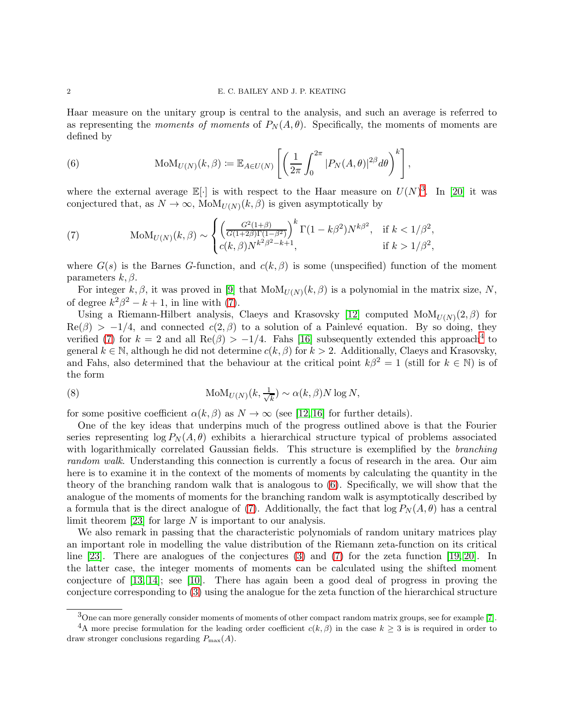Haar measure on the unitary group is central to the analysis, and such an average is referred to as representing the *moments of moments* of $P_N(A,\theta)$. Specifically, the moments of moments are defined by

$$\mathrm{MoM}_{U(N)}(k,\beta) := \mathbb{E}_{A\in U(N)}\left[\left(\frac{1}{2\pi}\int_0^{2\pi}|P_N(A,\theta)|^{2\beta}d\theta\right)^k\right], \tag{6}$$

where the external average $\mathbb{E}[\cdot]$ is with respect to the Haar measure on $U(N)$[3]. In [20] it was conjectured that, as $N\to\infty$, $\mathrm{MoM}_{U(N)}(k,\beta)$ is given asymptotically by

$$\mathrm{MoM}_{U(N)}(k,\beta) \sim \begin{cases} \left(\frac{G^2(1+\beta)}{G(1+2\beta)\Gamma(1-\beta^2)}\right)^k \Gamma(1-k\beta^2)N^{k\beta^2}, & \text{if } k<1/\beta^2,\\ c(k,\beta)N^{k^2\beta^2-k+1}, & \text{if } k>1/\beta^2, \end{cases} \tag{7}$$

where $G(s)$ is the Barnes $G$-function, and $c(k,\beta)$ is some (unspecified) function of the moment parameters $k,\beta$.

For integer $k,\beta$, it was proved in [9] that $\mathrm{MoM}_{U(N)}(k,\beta)$ is a polynomial in the matrix size, $N$, of degree $k^2\beta^2-k+1$, in line with (7).

Using a Riemann-Hilbert analysis, Claeys and Krasovsky [12] computed $\mathrm{MoM}_{U(N)}(2,\beta)$ for $\mathrm{Re}(\beta)>-1/4$, and connected $c(2,\beta)$ to a solution of a Painlevé equation. By so doing, they verified (7) for $k=2$ and all $\mathrm{Re}(\beta)>-1/4$. Fahs [16] subsequently extended this approach[4] to general $k\in\mathbb{N}$, although he did not determine $c(k,\beta)$ for $k>2$. Additionally, Claeys and Krasovsky, and Fahs, also determined that the behaviour at the critical point $k\beta^2=1$ (still for $k\in\mathbb{N}$) is of the form

$$\mathrm{MoM}_{U(N)}(k,\tfrac{1}{\sqrt{k}}) \sim \alpha(k,\beta)N\log N, \tag{8}$$

for some positive coefficient $\alpha(k,\beta)$ as $N\to\infty$ (see [12, 16] for further details).

One of the key ideas that underpins much of the progress outlined above is that the Fourier series representing $\log P_N(A,\theta)$ exhibits a hierarchical structure typical of problems associated with logarithmically correlated Gaussian fields. This structure is exemplified by the *branching random walk*. Understanding this connection is currently a focus of research in the area. Our aim here is to examine it in the context of the moments of moments by calculating the quantity in the theory of the branching random walk that is analogous to (6). Specifically, we will show that the analogue of the moments of moments for the branching random walk is asymptotically described by a formula that is the direct analogue of (7). Additionally, the fact that $\log P_N(A,\theta)$ has a central limit theorem [23] for large $N$ is important to our analysis.

We also remark in passing that the characteristic polynomials of random unitary matrices play an important role in modelling the value distribution of the Riemann zeta-function on its critical line [23]. There are analogues of the conjectures (3) and (7) for the zeta function [19, 20]. In the latter case, the integer moments of moments can be calculated using the shifted moment conjecture of [13, 14]; see [10]. There has again been a good deal of progress in proving the conjecture corresponding to (3) using the analogue for the zeta function of the hierarchical structure

[3] One can more generally consider moments of moments of other compact random matrix groups, see for example [7].

[4] A more precise formulation for the leading order coefficient $c(k,\beta)$ in the case $k\geq 3$ is is required in order to draw stronger conclusions regarding $P_{\max}(A)$.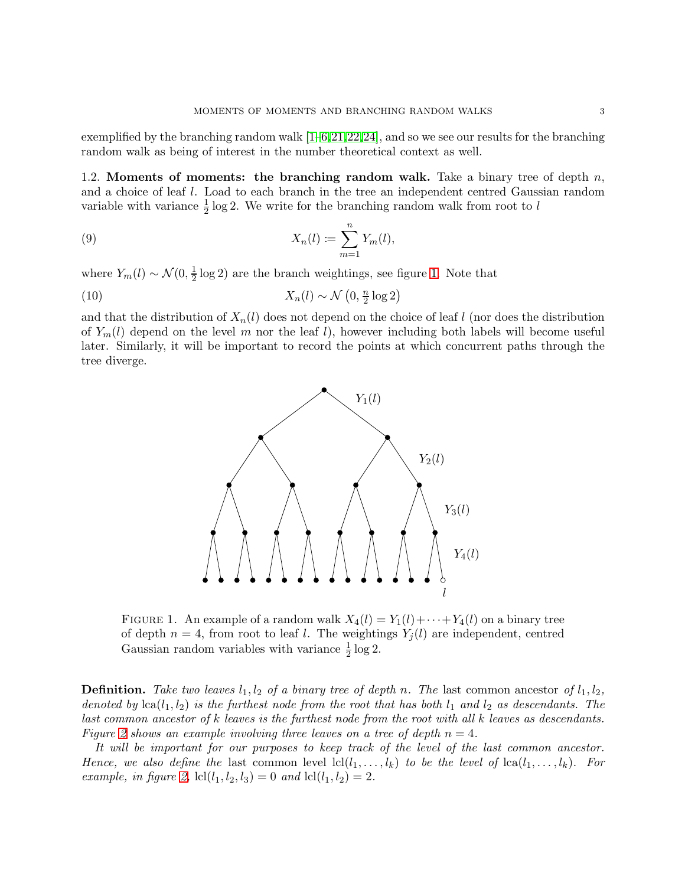exemplified by the branching random walk [1–6,21,22,24], and so we see our results for the branching random walk as being of interest in the number theoretical context as well.

### 1.2. Moments of moments: the branching random walk.

Take a binary tree of depth $n$, and a choice of leaf $l$. Load to each branch in the tree an independent centred Gaussian random variable with variance $\frac{1}{2}\log 2$. We write for the branching random walk from root to $l$

$$X_n(l) \coloneqq \sum_{m=1}^{n} Y_m(l), \tag{9}$$

where $Y_m(l) \sim \mathcal{N}(0, \frac{1}{2}\log 2)$ are the branch weightings, see figure 1. Note that

$$X_n(l) \sim \mathcal{N}\left(0, \tfrac{n}{2}\log 2\right) \tag{10}$$

and that the distribution of $X_n(l)$ does not depend on the choice of leaf $l$ (nor does the distribution of $Y_m(l)$ depend on the level $m$ nor the leaf $l$), however including both labels will become useful later. Similarly, it will be important to record the points at which concurrent paths through the tree diverge.

$Y_1(l)$

$Y_2(l)$

$Y_3(l)$

$Y_4(l)$

$l$

FIGURE 1. An example of a random walk $X_4(l) = Y_1(l) + \cdots + Y_4(l)$ on a binary tree of depth $n = 4$, from root to leaf $l$. The weightings $Y_j(l)$ are independent, centred Gaussian random variables with variance $\frac{1}{2}\log 2$.

**Definition.** *Take two leaves $l_1, l_2$ of a binary tree of depth $n$. The* last common ancestor *of $l_1, l_2$, denoted by $\mathrm{lca}(l_1, l_2)$ is the furthest node from the root that has both $l_1$ and $l_2$ as descendants. The last common ancestor of $k$ leaves is the furthest node from the root with all $k$ leaves as descendants. Figure 2 shows an example involving three leaves on a tree of depth $n = 4$.*

*It will be important for our purposes to keep track of the level of the last common ancestor. Hence, we also define the* last common level *$\mathrm{lcl}(l_1, \ldots, l_k)$ to be the level of $\mathrm{lca}(l_1, \ldots, l_k)$. For example, in figure 2, $\mathrm{lcl}(l_1, l_2, l_3) = 0$ and $\mathrm{lcl}(l_1, l_2) = 2$.*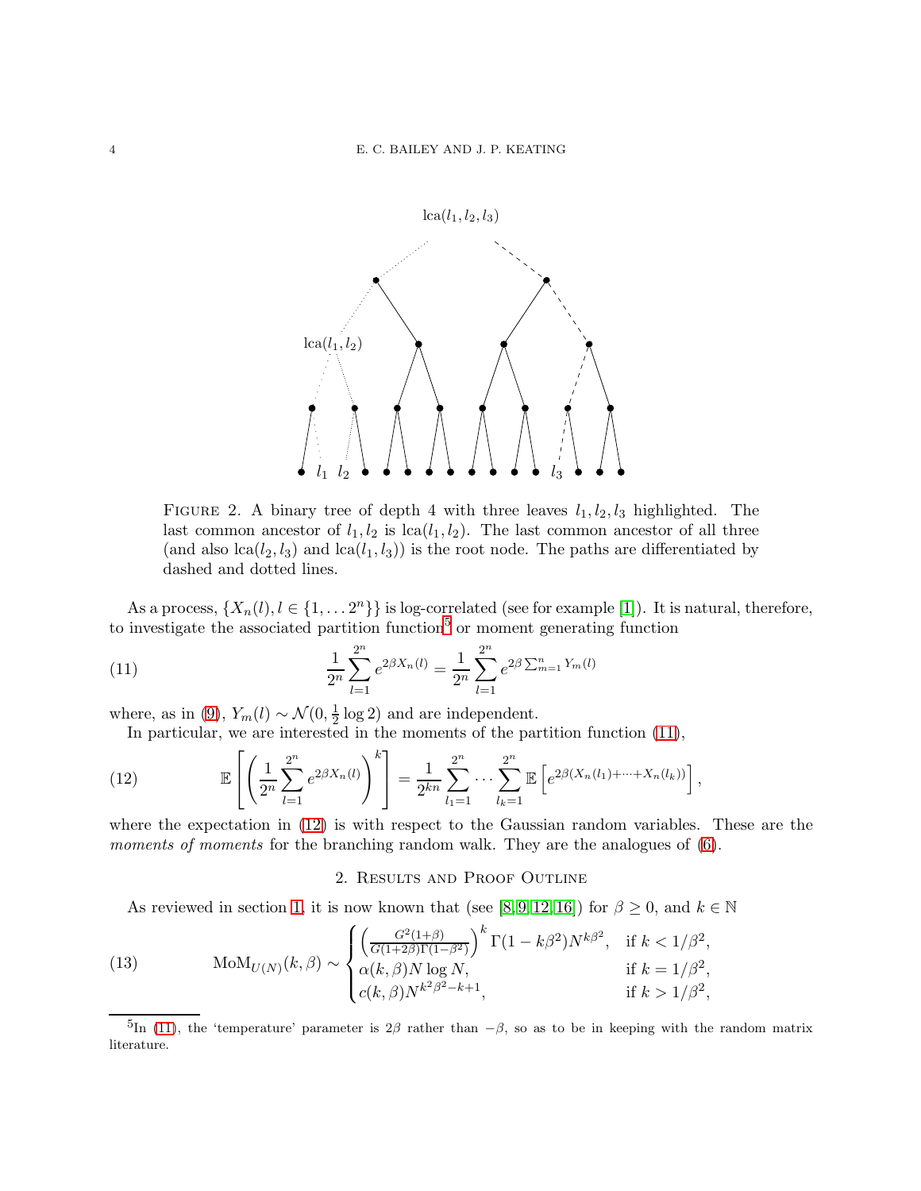lca$(l_1, l_2, l_3)$

lca$(l_1, l_2)$

$l_1$ $l_2$ $l_3$

FIGURE 2. A binary tree of depth 4 with three leaves $l_1, l_2, l_3$ highlighted. The last common ancestor of $l_1, l_2$ is lca$(l_1, l_2)$. The last common ancestor of all three (and also lca$(l_2, l_3)$ and lca$(l_1, l_3)$) is the root node. The paths are differentiated by dashed and dotted lines.

As a process, $\{X_n(l), l \in \{1, \dots 2^n\}\}$ is log-correlated (see for example [1]). It is natural, therefore, to investigate the associated partition function[5] or moment generating function

$$\frac{1}{2^n}\sum_{l=1}^{2^n} e^{2\beta X_n(l)} = \frac{1}{2^n}\sum_{l=1}^{2^n} e^{2\beta \sum_{m=1}^{n} Y_m(l)} \tag{11}$$

where, as in (9), $Y_m(l) \sim \mathcal{N}(0, \frac{1}{2}\log 2)$ and are independent.

In particular, we are interested in the moments of the partition function (11),

$$\mathbb{E}\left[\left(\frac{1}{2^n}\sum_{l=1}^{2^n} e^{2\beta X_n(l)}\right)^k\right] = \frac{1}{2^{kn}}\sum_{l_1=1}^{2^n}\cdots\sum_{l_k=1}^{2^n}\mathbb{E}\left[e^{2\beta(X_n(l_1)+\cdots+X_n(l_k))}\right], \tag{12}$$

where the expectation in (12) is with respect to the Gaussian random variables. These are the *moments of moments* for the branching random walk. They are the analogues of (6).

## 2. Results and Proof Outline

As reviewed in section 1, it is now known that (see [8, 9, 12, 16]) for $\beta \geq 0$, and $k \in \mathbb{N}$

$$\mathrm{MoM}_{U(N)}(k, \beta) \sim \begin{cases} \left(\frac{G^2(1+\beta)}{G(1+2\beta)\Gamma(1-\beta^2)}\right)^k \Gamma(1-k\beta^2)N^{k\beta^2}, & \text{if } k < 1/\beta^2, \\ \alpha(k,\beta) N \log N, & \text{if } k = 1/\beta^2, \\ c(k,\beta) N^{k^2\beta^2-k+1}, & \text{if } k > 1/\beta^2, \end{cases} \tag{13}$$

[5] In (11), the 'temperature' parameter is $2\beta$ rather than $-\beta$, so as to be in keeping with the random matrix literature.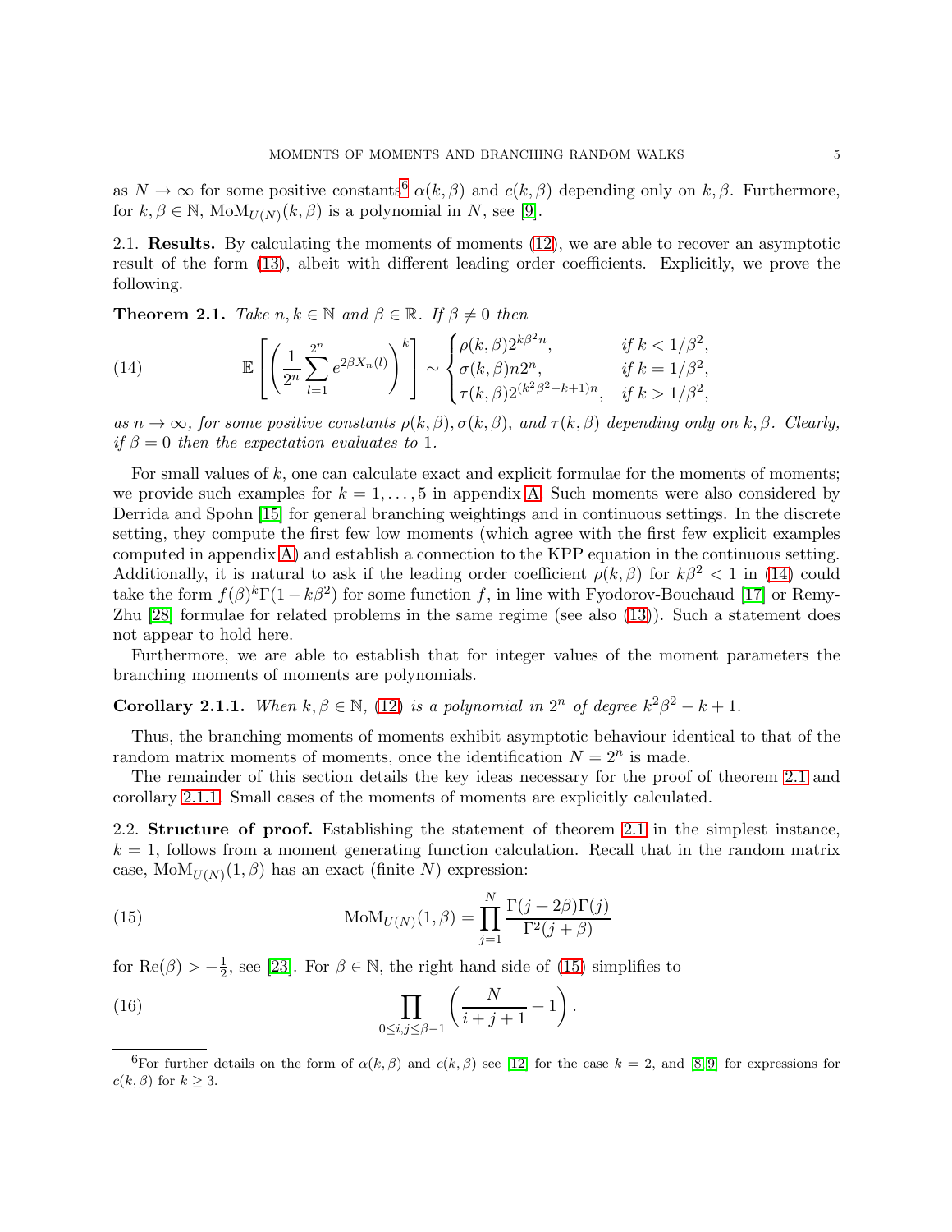as $N \to \infty$ for some positive constants[6] $\alpha(k,\beta)$ and $c(k,\beta)$ depending only on $k, \beta$. Furthermore, for $k, \beta \in \mathbb{N}$, $\mathrm{MoM}_{U(N)}(k,\beta)$ is a polynomial in $N$, see [9].

### 2.1. Results.

By calculating the moments of moments (12), we are able to recover an asymptotic result of the form (13), albeit with different leading order coefficients. Explicitly, we prove the following.

**Theorem 2.1.** *Take $n, k \in \mathbb{N}$ and $\beta \in \mathbb{R}$. If $\beta \neq 0$ then*

$$\mathbb{E}\left[\left(\frac{1}{2^n}\sum_{l=1}^{2^n} e^{2\beta X_n(l)}\right)^k\right] \sim \begin{cases} \rho(k,\beta)2^{k\beta^2 n}, & \text{if } k < 1/\beta^2, \\ \sigma(k,\beta)n2^n, & \text{if } k = 1/\beta^2, \\ \tau(k,\beta)2^{(k^2\beta^2-k+1)n}, & \text{if } k > 1/\beta^2, \end{cases} \tag{14}$$

*as $n \to \infty$, for some positive constants $\rho(k,\beta), \sigma(k,\beta)$, and $\tau(k,\beta)$ depending only on $k, \beta$. Clearly, if $\beta = 0$ then the expectation evaluates to 1.*

For small values of $k$, one can calculate exact and explicit formulae for the moments of moments; we provide such examples for $k = 1, \ldots, 5$ in appendix A. Such moments were also considered by Derrida and Spohn [15] for general branching weightings and in continuous settings. In the discrete setting, they compute the first few low moments (which agree with the first few explicit examples computed in appendix A) and establish a connection to the KPP equation in the continuous setting. Additionally, it is natural to ask if the leading order coefficient $\rho(k,\beta)$ for $k\beta^2 < 1$ in (14) could take the form $f(\beta)^k\Gamma(1-k\beta^2)$ for some function $f$, in line with Fyodorov-Bouchaud [17] or Remy-Zhu [28] formulae for related problems in the same regime (see also (13)). Such a statement does not appear to hold here.

Furthermore, we are able to establish that for integer values of the moment parameters the branching moments of moments are polynomials.

**Corollary 2.1.1.** *When $k, \beta \in \mathbb{N}$, (12) is a polynomial in $2^n$ of degree $k^2\beta^2 - k + 1$.*

Thus, the branching moments of moments exhibit asymptotic behaviour identical to that of the random matrix moments of moments, once the identification $N = 2^n$ is made.

The remainder of this section details the key ideas necessary for the proof of theorem 2.1 and corollary 2.1.1. Small cases of the moments of moments are explicitly calculated.

### 2.2. Structure of proof.

Establishing the statement of theorem 2.1 in the simplest instance, $k = 1$, follows from a moment generating function calculation. Recall that in the random matrix case, $\mathrm{MoM}_{U(N)}(1,\beta)$ has an exact (finite $N$) expression:

$$\mathrm{MoM}_{U(N)}(1,\beta) = \prod_{j=1}^{N} \frac{\Gamma(j+2\beta)\Gamma(j)}{\Gamma^2(j+\beta)} \tag{15}$$

for $\mathrm{Re}(\beta) > -\frac{1}{2}$, see [23]. For $\beta \in \mathbb{N}$, the right hand side of (15) simplifies to

$$\prod_{0 \le i,j \le \beta-1} \left(\frac{N}{i+j+1} + 1\right). \tag{16}$$

[6] For further details on the form of $\alpha(k,\beta)$ and $c(k,\beta)$ see [12] for the case $k = 2$, and [8, 9] for expressions for $c(k,\beta)$ for $k \geq 3$.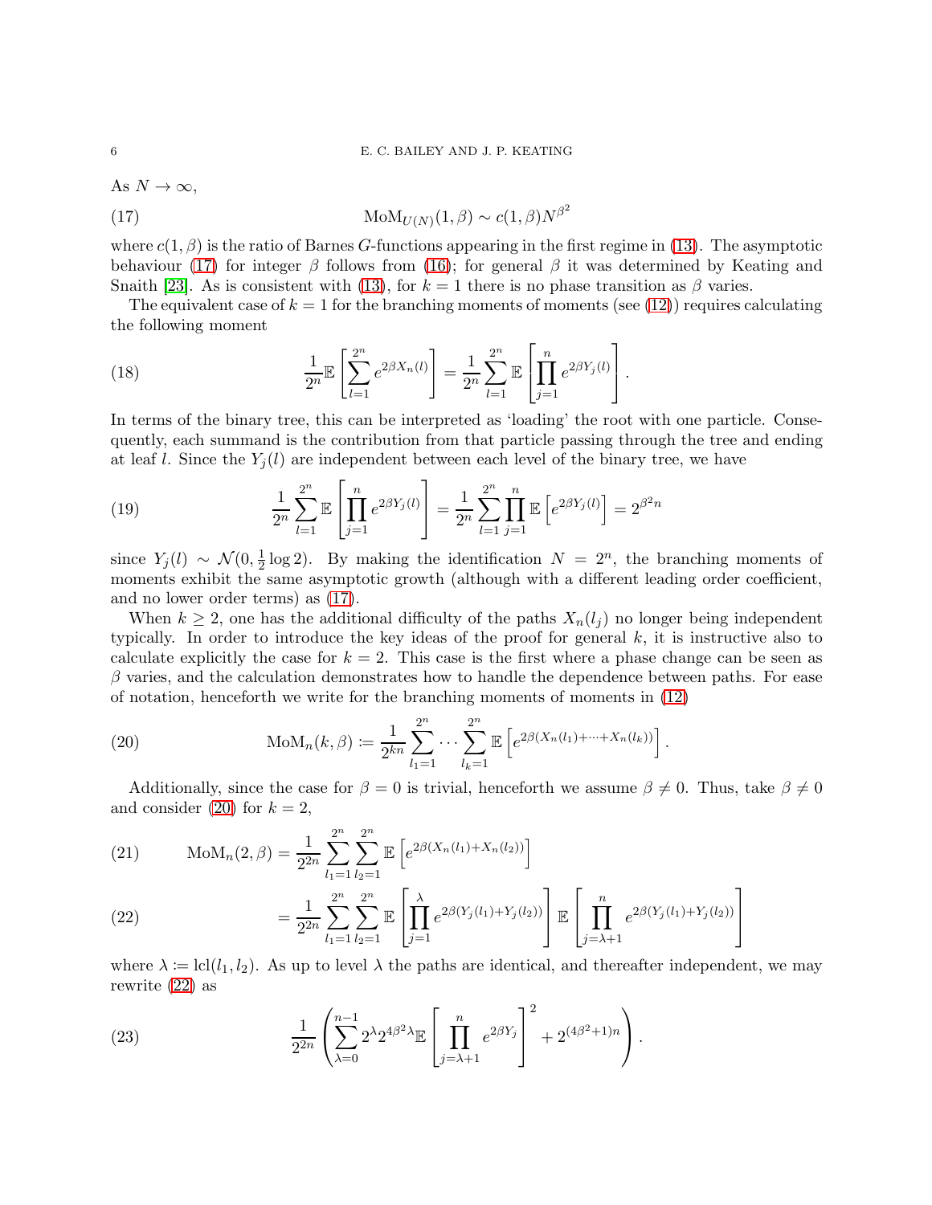As $N \to \infty$,

$$\mathrm{MoM}_{U(N)}(1, \beta) \sim c(1, \beta) N^{\beta^2} \tag{17}$$

where $c(1, \beta)$ is the ratio of Barnes $G$-functions appearing in the first regime in (13). The asymptotic behaviour (17) for integer $\beta$ follows from (16); for general $\beta$ it was determined by Keating and Snaith [23]. As is consistent with (13), for $k = 1$ there is no phase transition as $\beta$ varies.

The equivalent case of $k = 1$ for the branching moments of moments (see (12)) requires calculating the following moment

$$\frac{1}{2^n} \mathbb{E}\left[\sum_{l=1}^{2^n} e^{2\beta X_n(l)}\right] = \frac{1}{2^n} \sum_{l=1}^{2^n} \mathbb{E}\left[\prod_{j=1}^{n} e^{2\beta Y_j(l)}\right]. \tag{18}$$

In terms of the binary tree, this can be interpreted as 'loading' the root with one particle. Consequently, each summand is the contribution from that particle passing through the tree and ending at leaf $l$. Since the $Y_j(l)$ are independent between each level of the binary tree, we have

$$\frac{1}{2^n} \sum_{l=1}^{2^n} \mathbb{E}\left[\prod_{j=1}^{n} e^{2\beta Y_j(l)}\right] = \frac{1}{2^n} \sum_{l=1}^{2^n} \prod_{j=1}^{n} \mathbb{E}\left[e^{2\beta Y_j(l)}\right] = 2^{\beta^2 n} \tag{19}$$

since $Y_j(l) \sim \mathcal{N}(0, \frac{1}{2}\log 2)$. By making the identification $N = 2^n$, the branching moments of moments exhibit the same asymptotic growth (although with a different leading order coefficient, and no lower order terms) as (17).

When $k \geq 2$, one has the additional difficulty of the paths $X_n(l_j)$ no longer being independent typically. In order to introduce the key ideas of the proof for general $k$, it is instructive also to calculate explicitly the case for $k = 2$. This case is the first where a phase change can be seen as $\beta$ varies, and the calculation demonstrates how to handle the dependence between paths. For ease of notation, henceforth we write for the branching moments of moments in (12)

$$\mathrm{MoM}_n(k, \beta) \coloneqq \frac{1}{2^{kn}} \sum_{l_1=1}^{2^n} \cdots \sum_{l_k=1}^{2^n} \mathbb{E}\left[e^{2\beta(X_n(l_1)+\cdots+X_n(l_k))}\right]. \tag{20}$$

Additionally, since the case for $\beta = 0$ is trivial, henceforth we assume $\beta \neq 0$. Thus, take $\beta \neq 0$ and consider (20) for $k = 2$,

$$\mathrm{MoM}_n(2, \beta) = \frac{1}{2^{2n}} \sum_{l_1=1}^{2^n} \sum_{l_2=1}^{2^n} \mathbb{E}\left[e^{2\beta(X_n(l_1)+X_n(l_2))}\right] \tag{21}$$

$$= \frac{1}{2^{2n}} \sum_{l_1=1}^{2^n} \sum_{l_2=1}^{2^n} \mathbb{E}\left[\prod_{j=1}^{\lambda} e^{2\beta(Y_j(l_1)+Y_j(l_2))}\right] \mathbb{E}\left[\prod_{j=\lambda+1}^{n} e^{2\beta(Y_j(l_1)+Y_j(l_2))}\right] \tag{22}$$

where $\lambda \coloneqq \mathrm{lcl}(l_1, l_2)$. As up to level $\lambda$ the paths are identical, and thereafter independent, we may rewrite (22) as

$$\frac{1}{2^{2n}} \left(\sum_{\lambda=0}^{n-1} 2^{\lambda} 2^{4\beta^2\lambda} \mathbb{E}\left[\prod_{j=\lambda+1}^{n} e^{2\beta Y_j}\right]^2 + 2^{(4\beta^2+1)n}\right). \tag{23}$$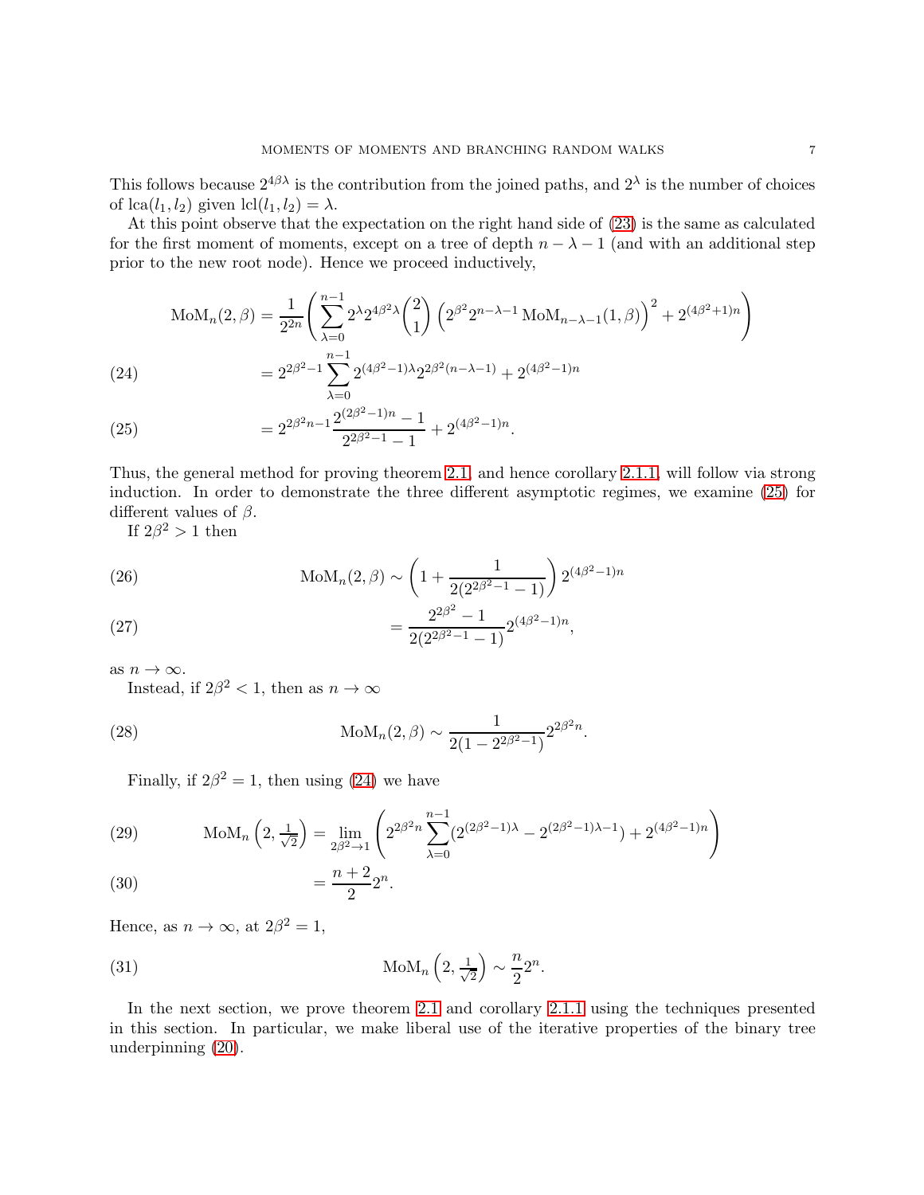This follows because $2^{4\beta\lambda}$ is the contribution from the joined paths, and $2^{\lambda}$ is the number of choices of $\text{lca}(l_1, l_2)$ given $\text{lcl}(l_1, l_2) = \lambda$.

At this point observe that the expectation on the right hand side of (23) is the same as calculated for the first moment of moments, except on a tree of depth $n - \lambda - 1$ (and with an additional step prior to the new root node). Hence we proceed inductively,

$$\text{MoM}_n(2, \beta) = \frac{1}{2^{2n}} \left( \sum_{\lambda=0}^{n-1} 2^{\lambda} 2^{4\beta^2 \lambda} \binom{2}{1} \left( 2^{\beta^2} 2^{n-\lambda-1} \, \text{MoM}_{n-\lambda-1}(1, \beta) \right)^2 + 2^{(4\beta^2+1)n} \right)$$

$$= 2^{2\beta^2 - 1} \sum_{\lambda=0}^{n-1} 2^{(4\beta^2-1)\lambda} 2^{2\beta^2(n-\lambda-1)} + 2^{(4\beta^2-1)n} \tag{24}$$

$$= 2^{2\beta^2 n - 1} \frac{2^{(2\beta^2-1)n} - 1}{2^{2\beta^2-1} - 1} + 2^{(4\beta^2-1)n}. \tag{25}$$

Thus, the general method for proving theorem 2.1, and hence corollary 2.1.1, will follow via strong induction. In order to demonstrate the three different asymptotic regimes, we examine (25) for different values of $\beta$.

If $2\beta^2 > 1$ then

$$\text{MoM}_n(2, \beta) \sim \left( 1 + \frac{1}{2(2^{2\beta^2-1} - 1)} \right) 2^{(4\beta^2-1)n} \tag{26}$$

$$= \frac{2^{2\beta^2} - 1}{2(2^{2\beta^2-1} - 1)} 2^{(4\beta^2-1)n}, \tag{27}$$

as $n \to \infty$.

Instead, if $2\beta^2 < 1$, then as $n \to \infty$

$$\text{MoM}_n(2, \beta) \sim \frac{1}{2(1 - 2^{2\beta^2-1})} 2^{2\beta^2 n}. \tag{28}$$

Finally, if $2\beta^2 = 1$, then using (24) we have

$$\text{MoM}_n\left(2, \tfrac{1}{\sqrt{2}}\right) = \lim_{2\beta^2 \to 1} \left( 2^{2\beta^2 n} \sum_{\lambda=0}^{n-1} (2^{(2\beta^2-1)\lambda} - 2^{(2\beta^2-1)\lambda - 1}) + 2^{(4\beta^2-1)n} \right) \tag{29}$$

$$= \frac{n+2}{2} 2^n. \tag{30}$$

Hence, as $n \to \infty$, at $2\beta^2 = 1$,

$$\text{MoM}_n\left(2, \tfrac{1}{\sqrt{2}}\right) \sim \frac{n}{2} 2^n. \tag{31}$$

In the next section, we prove theorem 2.1 and corollary 2.1.1 using the techniques presented in this section. In particular, we make liberal use of the iterative properties of the binary tree underpinning (20).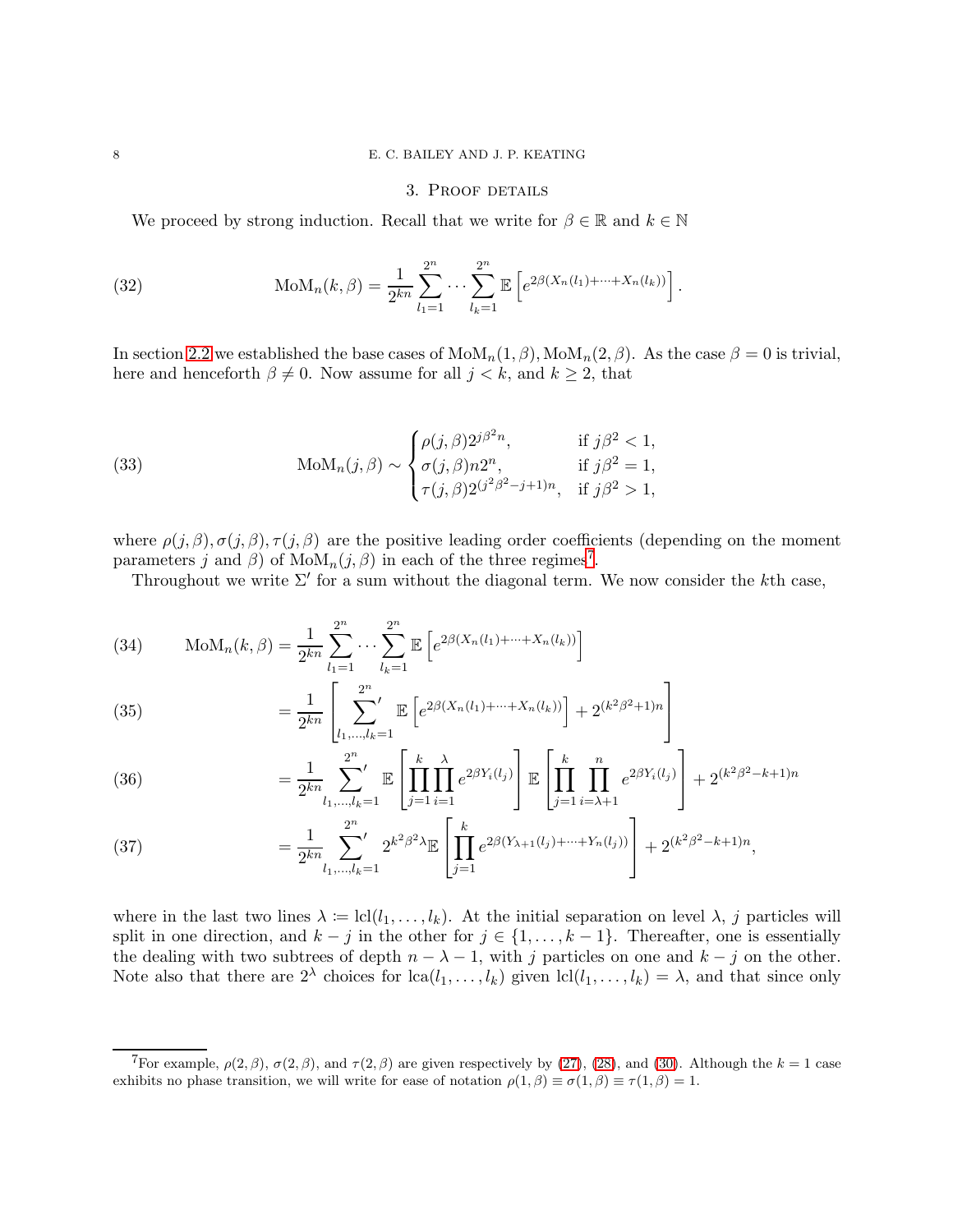## 3. Proof details

We proceed by strong induction. Recall that we write for $\beta \in \mathbb{R}$ and $k \in \mathbb{N}$

$$\mathrm{MoM}_n(k, \beta) = \frac{1}{2^{kn}} \sum_{l_1=1}^{2^n} \cdots \sum_{l_k=1}^{2^n} \mathbb{E}\left[e^{2\beta(X_n(l_1)+\cdots+X_n(l_k))}\right]. \tag{32}$$

In section 2.2 we established the base cases of $\mathrm{MoM}_n(1, \beta), \mathrm{MoM}_n(2, \beta)$. As the case $\beta = 0$ is trivial, here and henceforth $\beta \neq 0$. Now assume for all $j < k$, and $k \geq 2$, that

$$\mathrm{MoM}_n(j, \beta) \sim \begin{cases} \rho(j, \beta) 2^{j\beta^2 n}, & \text{if } j\beta^2 < 1, \\ \sigma(j, \beta) n 2^n, & \text{if } j\beta^2 = 1, \\ \tau(j, \beta) 2^{(j^2\beta^2 - j + 1)n}, & \text{if } j\beta^2 > 1, \end{cases} \tag{33}$$

where $\rho(j, \beta), \sigma(j, \beta), \tau(j, \beta)$ are the positive leading order coefficients (depending on the moment parameters $j$ and $\beta$) of $\mathrm{MoM}_n(j, \beta)$ in each of the three regimes[7].

Throughout we write $\Sigma'$ for a sum without the diagonal term. We now consider the $k$th case,

$$\mathrm{MoM}_n(k, \beta) = \frac{1}{2^{kn}} \sum_{l_1=1}^{2^n} \cdots \sum_{l_k=1}^{2^n} \mathbb{E}\left[e^{2\beta(X_n(l_1)+\cdots+X_n(l_k))}\right] \tag{34}$$

$$= \frac{1}{2^{kn}} \left[ \sideset{}{'}\sum_{l_1,\ldots,l_k=1}^{2^n} \mathbb{E}\left[e^{2\beta(X_n(l_1)+\cdots+X_n(l_k))}\right] + 2^{(k^2\beta^2+1)n} \right] \tag{35}$$

$$= \frac{1}{2^{kn}} \sideset{}{'}\sum_{l_1,\ldots,l_k=1}^{2^n} \mathbb{E}\left[\prod_{j=1}^{k}\prod_{i=1}^{\lambda} e^{2\beta Y_i(l_j)}\right] \mathbb{E}\left[\prod_{j=1}^{k}\prod_{i=\lambda+1}^{n} e^{2\beta Y_i(l_j)}\right] + 2^{(k^2\beta^2 - k + 1)n} \tag{36}$$

$$= \frac{1}{2^{kn}} \sideset{}{'}\sum_{l_1,\ldots,l_k=1}^{2^n} 2^{k^2\beta^2\lambda} \mathbb{E}\left[\prod_{j=1}^{k} e^{2\beta(Y_{\lambda+1}(l_j)+\cdots+Y_n(l_j))}\right] + 2^{(k^2\beta^2 - k + 1)n}, \tag{37}$$

where in the last two lines $\lambda \coloneqq \mathrm{lcl}(l_1, \ldots, l_k)$. At the initial separation on level $\lambda$, $j$ particles will split in one direction, and $k - j$ in the other for $j \in \{1, \ldots, k-1\}$. Thereafter, one is essentially the dealing with two subtrees of depth $n - \lambda - 1$, with $j$ particles on one and $k - j$ on the other. Note also that there are $2^\lambda$ choices for $\mathrm{lca}(l_1, \ldots, l_k)$ given $\mathrm{lcl}(l_1, \ldots, l_k) = \lambda$, and that since only

---

[7] For example, $\rho(2, \beta)$, $\sigma(2, \beta)$, and $\tau(2, \beta)$ are given respectively by (27), (28), and (30). Although the $k = 1$ case exhibits no phase transition, we will write for ease of notation $\rho(1, \beta) \equiv \sigma(1, \beta) \equiv \tau(1, \beta) = 1$.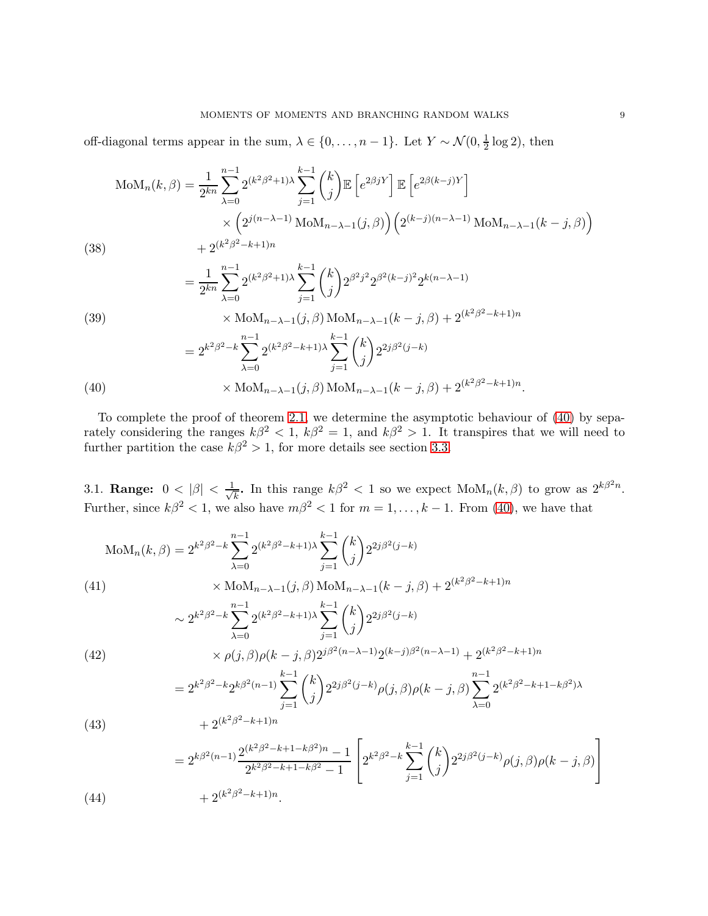off-diagonal terms appear in the sum, $\lambda \in \{0, \ldots, n-1\}$. Let $Y \sim \mathcal{N}(0, \frac{1}{2}\log 2)$, then

$$
\begin{aligned}
\mathrm{MoM}_n(k,\beta) &= \frac{1}{2^{kn}} \sum_{\lambda=0}^{n-1} 2^{(k^2\beta^2+1)\lambda} \sum_{j=1}^{k-1} \binom{k}{j} \mathbb{E}\left[e^{2\beta j Y}\right] \mathbb{E}\left[e^{2\beta(k-j)Y}\right] \\
&\quad \times \left(2^{j(n-\lambda-1)} \mathrm{MoM}_{n-\lambda-1}(j,\beta)\right)\left(2^{(k-j)(n-\lambda-1)} \mathrm{MoM}_{n-\lambda-1}(k-j,\beta)\right) \\
&\quad + 2^{(k^2\beta^2-k+1)n} \qquad (38)\\
&= \frac{1}{2^{kn}} \sum_{\lambda=0}^{n-1} 2^{(k^2\beta^2+1)\lambda} \sum_{j=1}^{k-1} \binom{k}{j} 2^{\beta^2 j^2} 2^{\beta^2(k-j)^2} 2^{k(n-\lambda-1)} \\
&\quad \times \mathrm{MoM}_{n-\lambda-1}(j,\beta)\, \mathrm{MoM}_{n-\lambda-1}(k-j,\beta) + 2^{(k^2\beta^2-k+1)n} \qquad (39)\\
&= 2^{k^2\beta^2-k} \sum_{\lambda=0}^{n-1} 2^{(k^2\beta^2-k+1)\lambda} \sum_{j=1}^{k-1} \binom{k}{j} 2^{2j\beta^2(j-k)} \\
&\quad \times \mathrm{MoM}_{n-\lambda-1}(j,\beta)\, \mathrm{MoM}_{n-\lambda-1}(k-j,\beta) + 2^{(k^2\beta^2-k+1)n}. \qquad (40)
\end{aligned}
$$

To complete the proof of theorem 2.1, we determine the asymptotic behaviour of (40) by separately considering the ranges $k\beta^2 < 1$, $k\beta^2 = 1$, and $k\beta^2 > 1$. It transpires that we will need to further partition the case $k\beta^2 > 1$, for more details see section 3.3.

3.1. **Range: $0 < |\beta| < \frac{1}{\sqrt{k}}$.** In this range $k\beta^2 < 1$ so we expect $\mathrm{MoM}_n(k,\beta)$ to grow as $2^{k\beta^2 n}$. Further, since $k\beta^2 < 1$, we also have $m\beta^2 < 1$ for $m = 1, \ldots, k-1$. From (40), we have that

$$
\begin{aligned}
\mathrm{MoM}_n(k,\beta) &= 2^{k^2\beta^2-k} \sum_{\lambda=0}^{n-1} 2^{(k^2\beta^2-k+1)\lambda} \sum_{j=1}^{k-1} \binom{k}{j} 2^{2j\beta^2(j-k)} \\
&\quad \times \mathrm{MoM}_{n-\lambda-1}(j,\beta)\, \mathrm{MoM}_{n-\lambda-1}(k-j,\beta) + 2^{(k^2\beta^2-k+1)n} \qquad (41)\\
&\sim 2^{k^2\beta^2-k} \sum_{\lambda=0}^{n-1} 2^{(k^2\beta^2-k+1)\lambda} \sum_{j=1}^{k-1} \binom{k}{j} 2^{2j\beta^2(j-k)} \\
&\quad \times \rho(j,\beta)\rho(k-j,\beta) 2^{j\beta^2(n-\lambda-1)} 2^{(k-j)\beta^2(n-\lambda-1)} + 2^{(k^2\beta^2-k+1)n} \qquad (42)\\
&= 2^{k^2\beta^2-k} 2^{k\beta^2(n-1)} \sum_{j=1}^{k-1} \binom{k}{j} 2^{2j\beta^2(j-k)} \rho(j,\beta)\rho(k-j,\beta) \sum_{\lambda=0}^{n-1} 2^{(k^2\beta^2-k+1-k\beta^2)\lambda} \\
&\quad + 2^{(k^2\beta^2-k+1)n} \qquad (43)\\
&= 2^{k\beta^2(n-1)} \frac{2^{(k^2\beta^2-k+1-k\beta^2)n}-1}{2^{k^2\beta^2-k+1-k\beta^2}-1} \left[2^{k^2\beta^2-k} \sum_{j=1}^{k-1} \binom{k}{j} 2^{2j\beta^2(j-k)} \rho(j,\beta)\rho(k-j,\beta)\right] \\
&\quad + 2^{(k^2\beta^2-k+1)n}. \qquad (44)
\end{aligned}
$$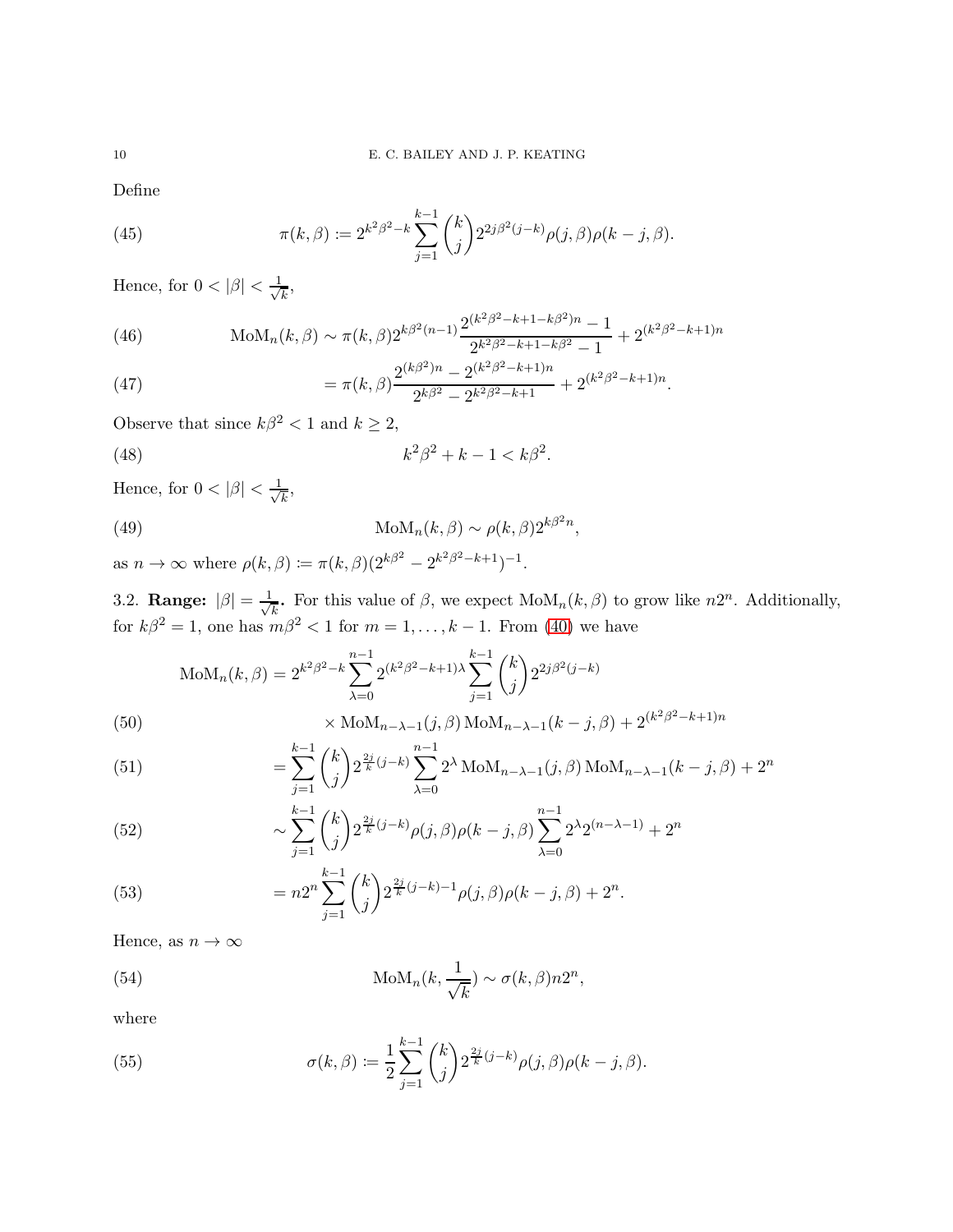Define

$$\pi(k,\beta) \coloneqq 2^{k^2\beta^2-k}\sum_{j=1}^{k-1}\binom{k}{j}2^{2j\beta^2(j-k)}\rho(j,\beta)\rho(k-j,\beta). \tag{45}$$

Hence, for $0<|\beta|<\frac{1}{\sqrt{k}}$,

$$\mathrm{MoM}_n(k,\beta) \sim \pi(k,\beta)2^{k\beta^2(n-1)}\frac{2^{(k^2\beta^2-k+1-k\beta^2)n}-1}{2^{k^2\beta^2-k+1-k\beta^2}-1}+2^{(k^2\beta^2-k+1)n} \tag{46}$$

$$= \pi(k,\beta)\frac{2^{(k\beta^2)n}-2^{(k^2\beta^2-k+1)n}}{2^{k\beta^2}-2^{k^2\beta^2-k+1}}+2^{(k^2\beta^2-k+1)n}. \tag{47}$$

Observe that since $k\beta^2<1$ and $k\geq 2$,

$$k^2\beta^2+k-1<k\beta^2. \tag{48}$$

Hence, for $0<|\beta|<\frac{1}{\sqrt{k}}$,

$$\mathrm{MoM}_n(k,\beta)\sim\rho(k,\beta)2^{k\beta^2 n}, \tag{49}$$

as $n\to\infty$ where $\rho(k,\beta)\coloneqq\pi(k,\beta)(2^{k\beta^2}-2^{k^2\beta^2-k+1})^{-1}$.

3.2. **Range:** $|\beta|=\frac{1}{\sqrt{k}}$**.** For this value of $\beta$, we expect $\mathrm{MoM}_n(k,\beta)$ to grow like $n2^n$. Additionally, for $k\beta^2=1$, one has $m\beta^2<1$ for $m=1,\dots,k-1$. From (40) we have

$$\mathrm{MoM}_n(k,\beta) = 2^{k^2\beta^2-k}\sum_{\lambda=0}^{n-1}2^{(k^2\beta^2-k+1)\lambda}\sum_{j=1}^{k-1}\binom{k}{j}2^{2j\beta^2(j-k)}$$

$$\times\,\mathrm{MoM}_{n-\lambda-1}(j,\beta)\,\mathrm{MoM}_{n-\lambda-1}(k-j,\beta)+2^{(k^2\beta^2-k+1)n} \tag{50}$$

$$=\sum_{j=1}^{k-1}\binom{k}{j}2^{\frac{2j}{k}(j-k)}\sum_{\lambda=0}^{n-1}2^{\lambda}\,\mathrm{MoM}_{n-\lambda-1}(j,\beta)\,\mathrm{MoM}_{n-\lambda-1}(k-j,\beta)+2^n \tag{51}$$

$$\sim\sum_{j=1}^{k-1}\binom{k}{j}2^{\frac{2j}{k}(j-k)}\rho(j,\beta)\rho(k-j,\beta)\sum_{\lambda=0}^{n-1}2^{\lambda}2^{(n-\lambda-1)}+2^n \tag{52}$$

$$=n2^n\sum_{j=1}^{k-1}\binom{k}{j}2^{\frac{2j}{k}(j-k)-1}\rho(j,\beta)\rho(k-j,\beta)+2^n. \tag{53}$$

Hence, as $n\to\infty$

$$\mathrm{MoM}_n(k,\frac{1}{\sqrt{k}})\sim\sigma(k,\beta)n2^n, \tag{54}$$

where

$$\sigma(k,\beta)\coloneqq\frac{1}{2}\sum_{j=1}^{k-1}\binom{k}{j}2^{\frac{2j}{k}(j-k)}\rho(j,\beta)\rho(k-j,\beta). \tag{55}$$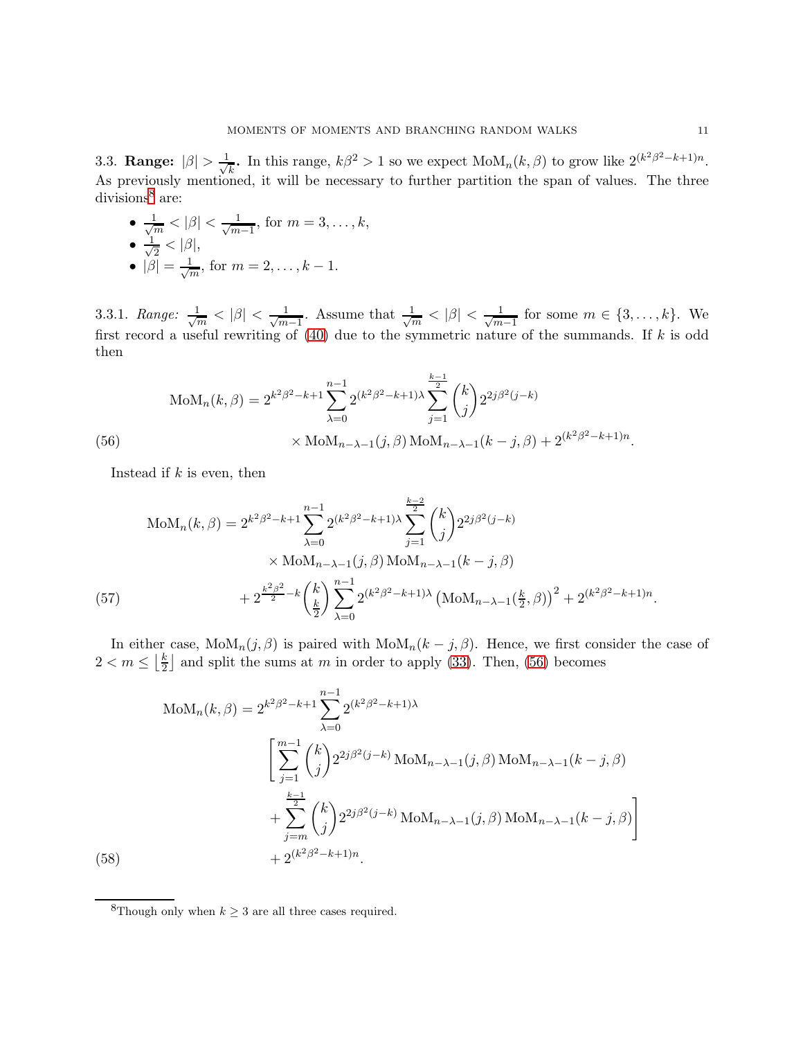3.3. **Range:** $|\beta| > \frac{1}{\sqrt{k}}$**.** In this range, $k\beta^2 > 1$ so we expect $\mathrm{MoM}_n(k,\beta)$ to grow like $2^{(k^2\beta^2-k+1)n}$. As previously mentioned, it will be necessary to further partition the span of values. The three divisions[8] are:

- $\frac{1}{\sqrt{m}} < |\beta| < \frac{1}{\sqrt{m-1}}$, for $m = 3, \ldots, k$,
- $\frac{1}{\sqrt{2}} < |\beta|$,
- $|\beta| = \frac{1}{\sqrt{m}}$, for $m = 2, \ldots, k-1$.

3.3.1. *Range:* $\frac{1}{\sqrt{m}} < |\beta| < \frac{1}{\sqrt{m-1}}$. Assume that $\frac{1}{\sqrt{m}} < |\beta| < \frac{1}{\sqrt{m-1}}$ for some $m \in \{3, \ldots, k\}$. We first record a useful rewriting of (40) due to the symmetric nature of the summands. If $k$ is odd then

$$
\begin{aligned}
\mathrm{MoM}_n(k,\beta) = 2^{k^2\beta^2-k+1} \sum_{\lambda=0}^{n-1} 2^{(k^2\beta^2-k+1)\lambda} \sum_{j=1}^{\frac{k-1}{2}} \binom{k}{j} 2^{2j\beta^2(j-k)} \\
\times \mathrm{MoM}_{n-\lambda-1}(j,\beta)\,\mathrm{MoM}_{n-\lambda-1}(k-j,\beta) + 2^{(k^2\beta^2-k+1)n}.
\end{aligned}
\tag{56}
$$

Instead if $k$ is even, then

$$
\begin{aligned}
\mathrm{MoM}_n(k,\beta) = 2^{k^2\beta^2-k+1} \sum_{\lambda=0}^{n-1} 2^{(k^2\beta^2-k+1)\lambda} \sum_{j=1}^{\frac{k-2}{2}} \binom{k}{j} 2^{2j\beta^2(j-k)} \\
\times \mathrm{MoM}_{n-\lambda-1}(j,\beta)\,\mathrm{MoM}_{n-\lambda-1}(k-j,\beta) \\
+ 2^{\frac{k^2\beta^2}{2}-k} \binom{k}{\frac{k}{2}} \sum_{\lambda=0}^{n-1} 2^{(k^2\beta^2-k+1)\lambda} \left(\mathrm{MoM}_{n-\lambda-1}(\tfrac{k}{2},\beta)\right)^2 + 2^{(k^2\beta^2-k+1)n}.
\end{aligned}
\tag{57}
$$

In either case, $\mathrm{MoM}_n(j,\beta)$ is paired with $\mathrm{MoM}_n(k-j,\beta)$. Hence, we first consider the case of $2 < m \le \left\lfloor \frac{k}{2} \right\rfloor$ and split the sums at $m$ in order to apply (33). Then, (56) becomes

$$
\begin{aligned}
\mathrm{MoM}_n(k,\beta) = 2^{k^2\beta^2-k+1} \sum_{\lambda=0}^{n-1} 2^{(k^2\beta^2-k+1)\lambda} \\
\Bigg[ \sum_{j=1}^{m-1} \binom{k}{j} 2^{2j\beta^2(j-k)}\,\mathrm{MoM}_{n-\lambda-1}(j,\beta)\,\mathrm{MoM}_{n-\lambda-1}(k-j,\beta) \\
+ \sum_{j=m}^{\frac{k-1}{2}} \binom{k}{j} 2^{2j\beta^2(j-k)}\,\mathrm{MoM}_{n-\lambda-1}(j,\beta)\,\mathrm{MoM}_{n-\lambda-1}(k-j,\beta) \Bigg] \\
+ 2^{(k^2\beta^2-k+1)n}.
\end{aligned}
\tag{58}
$$

---

[8] Though only when $k \ge 3$ are all three cases required.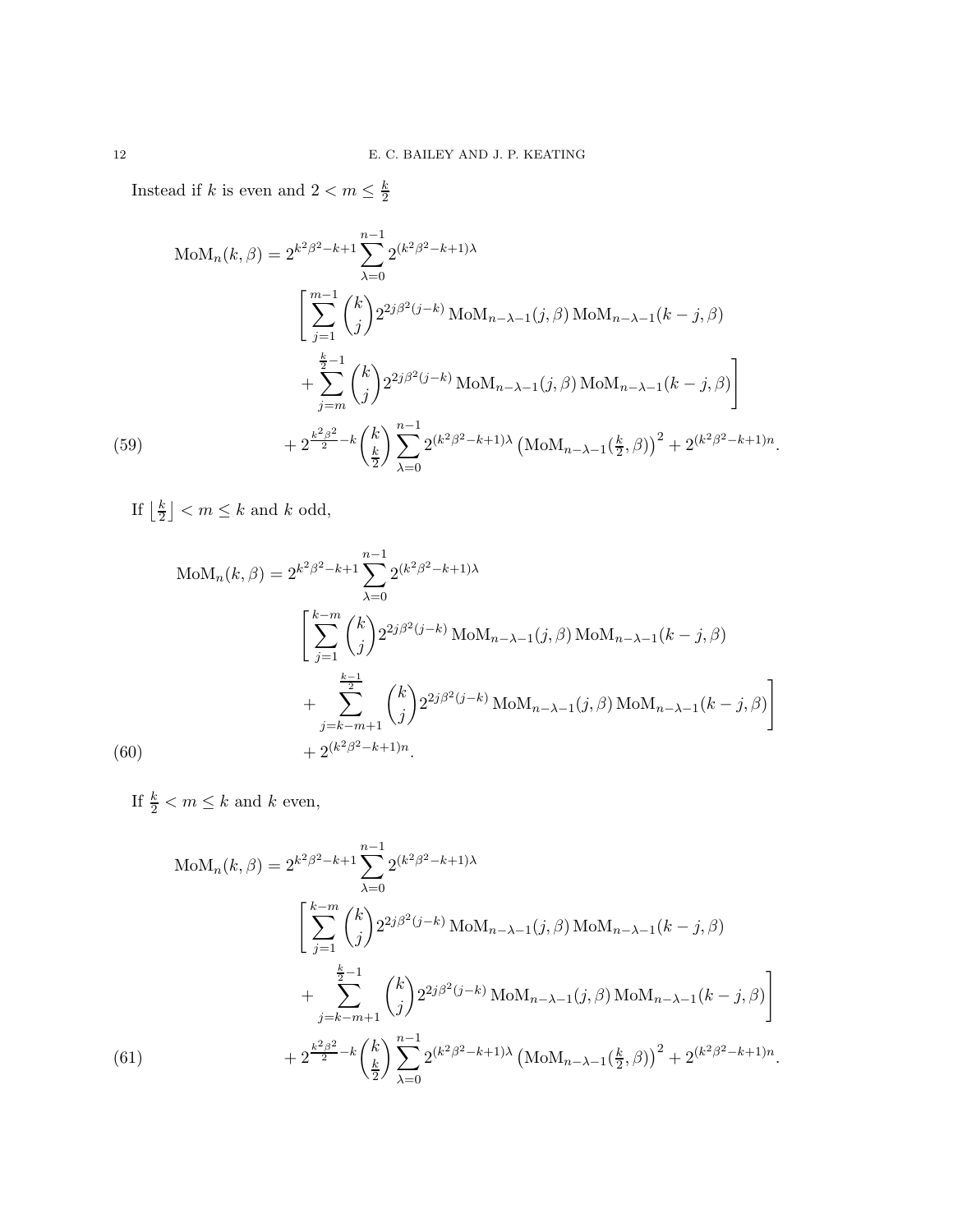Instead if $k$ is even and $2 < m \leq \frac{k}{2}$

$$
\begin{aligned}
\mathrm{MoM}_n(k,\beta) = 2^{k^2\beta^2-k+1} \sum_{\lambda=0}^{n-1} 2^{(k^2\beta^2-k+1)\lambda} & \\
\Bigg[ \sum_{j=1}^{m-1} \binom{k}{j} 2^{2j\beta^2(j-k)} & \mathrm{MoM}_{n-\lambda-1}(j,\beta)\, \mathrm{MoM}_{n-\lambda-1}(k-j,\beta) \\
+ \sum_{j=m}^{\frac{k}{2}-1} \binom{k}{j} 2^{2j\beta^2(j-k)} & \mathrm{MoM}_{n-\lambda-1}(j,\beta)\, \mathrm{MoM}_{n-\lambda-1}(k-j,\beta) \Bigg] \\
+ 2^{\frac{k^2\beta^2}{2}-k} \binom{k}{\frac{k}{2}} \sum_{\lambda=0}^{n-1} 2^{(k^2\beta^2-k+1)\lambda} & \left(\mathrm{MoM}_{n-\lambda-1}(\tfrac{k}{2},\beta)\right)^2 + 2^{(k^2\beta^2-k+1)n}.
\end{aligned} \tag{59}
$$

If $\lfloor \frac{k}{2} \rfloor < m \leq k$ and $k$ odd,

$$
\begin{aligned}
\mathrm{MoM}_n(k,\beta) = 2^{k^2\beta^2-k+1} \sum_{\lambda=0}^{n-1} 2^{(k^2\beta^2-k+1)\lambda} & \\
\Bigg[ \sum_{j=1}^{k-m} \binom{k}{j} 2^{2j\beta^2(j-k)} & \mathrm{MoM}_{n-\lambda-1}(j,\beta)\, \mathrm{MoM}_{n-\lambda-1}(k-j,\beta) \\
+ \sum_{j=k-m+1}^{\frac{k-1}{2}} \binom{k}{j} 2^{2j\beta^2(j-k)} & \mathrm{MoM}_{n-\lambda-1}(j,\beta)\, \mathrm{MoM}_{n-\lambda-1}(k-j,\beta) \Bigg] \\
+ 2^{(k^2\beta^2-k+1)n}. &
\end{aligned} \tag{60}
$$

If $\frac{k}{2} < m \leq k$ and $k$ even,

$$
\begin{aligned}
\mathrm{MoM}_n(k,\beta) = 2^{k^2\beta^2-k+1} \sum_{\lambda=0}^{n-1} 2^{(k^2\beta^2-k+1)\lambda} & \\
\Bigg[ \sum_{j=1}^{k-m} \binom{k}{j} 2^{2j\beta^2(j-k)} & \mathrm{MoM}_{n-\lambda-1}(j,\beta)\, \mathrm{MoM}_{n-\lambda-1}(k-j,\beta) \\
+ \sum_{j=k-m+1}^{\frac{k}{2}-1} \binom{k}{j} 2^{2j\beta^2(j-k)} & \mathrm{MoM}_{n-\lambda-1}(j,\beta)\, \mathrm{MoM}_{n-\lambda-1}(k-j,\beta) \Bigg] \\
+ 2^{\frac{k^2\beta^2}{2}-k} \binom{k}{\frac{k}{2}} \sum_{\lambda=0}^{n-1} 2^{(k^2\beta^2-k+1)\lambda} & \left(\mathrm{MoM}_{n-\lambda-1}(\tfrac{k}{2},\beta)\right)^2 + 2^{(k^2\beta^2-k+1)n}.
\end{aligned} \tag{61}
$$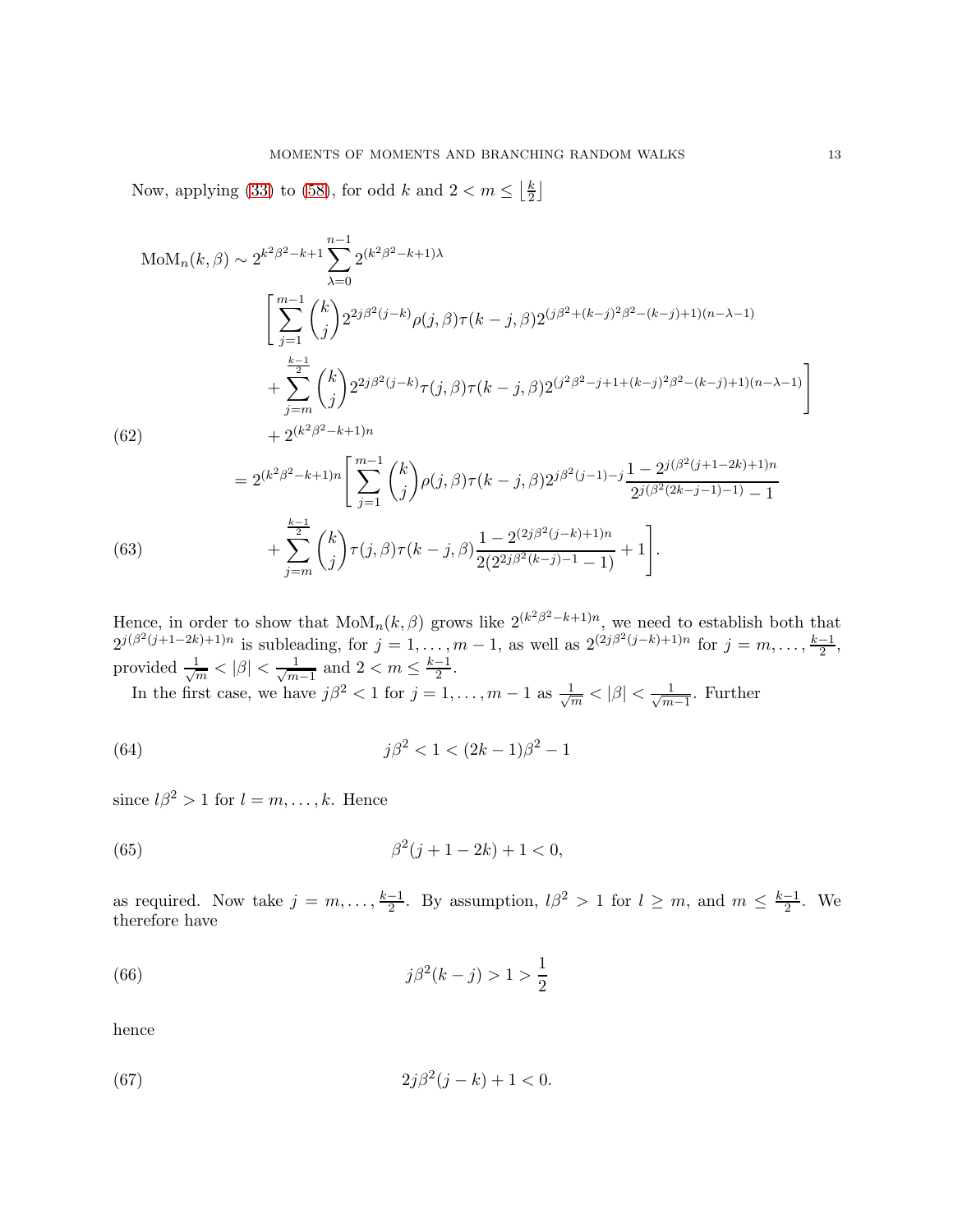Now, applying (33) to (58), for odd $k$ and $2 < m \leq \left\lfloor \frac{k}{2} \right\rfloor$

$$
\begin{aligned}
\mathrm{MoM}_n(k,\beta) \sim\; & 2^{k^2\beta^2-k+1}\sum_{\lambda=0}^{n-1} 2^{(k^2\beta^2-k+1)\lambda} \\
& \Bigg[\sum_{j=1}^{m-1}\binom{k}{j}2^{2j\beta^2(j-k)}\rho(j,\beta)\tau(k-j,\beta)2^{(j\beta^2+(k-j)^2\beta^2-(k-j)+1)(n-\lambda-1)} \\
& + \sum_{j=m}^{\frac{k-1}{2}}\binom{k}{j}2^{2j\beta^2(j-k)}\tau(j,\beta)\tau(k-j,\beta)2^{(j^2\beta^2-j+1+(k-j)^2\beta^2-(k-j)+1)(n-\lambda-1)}\Bigg] \\
& + 2^{(k^2\beta^2-k+1)n} \qquad (62)
\end{aligned}
$$

$$
\begin{aligned}
=\; & 2^{(k^2\beta^2-k+1)n}\Bigg[\sum_{j=1}^{m-1}\binom{k}{j}\rho(j,\beta)\tau(k-j,\beta)2^{j\beta^2(j-1)-j}\frac{1-2^{j(\beta^2(j+1-2k)+1)n}}{2^{j(\beta^2(2k-j-1)-1)}-1} \\
& + \sum_{j=m}^{\frac{k-1}{2}}\binom{k}{j}\tau(j,\beta)\tau(k-j,\beta)\frac{1-2^{(2j\beta^2(j-k)+1)n}}{2(2^{2j\beta^2(k-j)-1}-1)}+1\Bigg]. \qquad (63)
\end{aligned}
$$

Hence, in order to show that $\mathrm{MoM}_n(k,\beta)$ grows like $2^{(k^2\beta^2-k+1)n}$, we need to establish both that $2^{j(\beta^2(j+1-2k)+1)n}$ is subleading, for $j = 1,\dots,m-1$, as well as $2^{(2j\beta^2(j-k)+1)n}$ for $j = m,\dots,\frac{k-1}{2}$, provided $\frac{1}{\sqrt{m}} < |\beta| < \frac{1}{\sqrt{m-1}}$ and $2 < m \leq \frac{k-1}{2}$.

In the first case, we have $j\beta^2 < 1$ for $j = 1,\dots,m-1$ as $\frac{1}{\sqrt{m}} < |\beta| < \frac{1}{\sqrt{m-1}}$. Further

$$
j\beta^2 < 1 < (2k-1)\beta^2 - 1 \qquad (64)
$$

since $l\beta^2 > 1$ for $l = m,\dots,k$. Hence

$$
\beta^2(j+1-2k)+1 < 0, \qquad (65)
$$

as required. Now take $j = m,\dots,\frac{k-1}{2}$. By assumption, $l\beta^2 > 1$ for $l \geq m$, and $m \leq \frac{k-1}{2}$. We therefore have

$$
j\beta^2(k-j) > 1 > \frac{1}{2} \qquad (66)
$$

hence

$$
2j\beta^2(j-k)+1 < 0. \qquad (67)
$$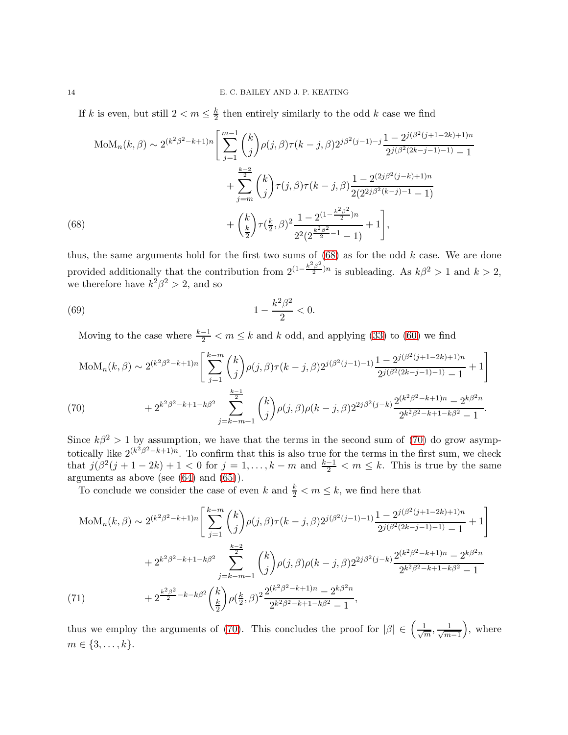If $k$ is even, but still $2 < m \leq \frac{k}{2}$ then entirely similarly to the odd $k$ case we find

$$
\begin{aligned}
\mathrm{MoM}_n(k,\beta) \sim 2^{(k^2\beta^2-k+1)n} \Bigg[ & \sum_{j=1}^{m-1} \binom{k}{j} \rho(j,\beta)\tau(k-j,\beta) 2^{j\beta^2(j-1)-j} \frac{1-2^{j(\beta^2(j+1-2k)+1)n}}{2^{j(\beta^2(2k-j-1)-1)}-1} \\
& + \sum_{j=m}^{\frac{k-2}{2}} \binom{k}{j} \tau(j,\beta)\tau(k-j,\beta) \frac{1-2^{(2j\beta^2(j-k)+1)n}}{2(2^{2j\beta^2(k-j)-1}-1)} \\
& + \binom{k}{\frac{k}{2}} \tau(\tfrac{k}{2},\beta)^2 \frac{1-2^{(1-\frac{k^2\beta^2}{2})n}}{2^2(2^{\frac{k^2\beta^2}{2}-1}-1)} + 1 \Bigg],
\end{aligned}
\tag{68}
$$

thus, the same arguments hold for the first two sums of (68) as for the odd $k$ case. We are done provided additionally that the contribution from $2^{(1-\frac{k^2\beta^2}{2})n}$ is subleading. As $k\beta^2 > 1$ and $k > 2$, we therefore have $k^2\beta^2 > 2$, and so

$$
1 - \frac{k^2\beta^2}{2} < 0. \tag{69}
$$

Moving to the case where $\frac{k-1}{2} < m \leq k$ and $k$ odd, and applying (33) to (60) we find

$$
\begin{aligned}
\mathrm{MoM}_n(k,\beta) \sim\ & 2^{(k^2\beta^2-k+1)n} \Bigg[ \sum_{j=1}^{k-m} \binom{k}{j} \rho(j,\beta)\tau(k-j,\beta) 2^{j(\beta^2(j-1)-1)} \frac{1-2^{j(\beta^2(j+1-2k)+1)n}}{2^{j(\beta^2(2k-j-1)-1)}-1} + 1 \Bigg] \\
& + 2^{k^2\beta^2-k+1-k\beta^2} \sum_{j=k-m+1}^{\frac{k-1}{2}} \binom{k}{j} \rho(j,\beta)\rho(k-j,\beta) 2^{2j\beta^2(j-k)} \frac{2^{(k^2\beta^2-k+1)n}-2^{k\beta^2 n}}{2^{k^2\beta^2-k+1-k\beta^2}-1}.
\end{aligned}
\tag{70}
$$

Since $k\beta^2 > 1$ by assumption, we have that the terms in the second sum of (70) do grow asymptotically like $2^{(k^2\beta^2-k+1)n}$. To confirm that this is also true for the terms in the first sum, we check that $j(\beta^2(j+1-2k)+1 < 0$ for $j = 1, \ldots, k-m$ and $\frac{k-1}{2} < m \leq k$. This is true by the same arguments as above (see (64) and (65)).

To conclude we consider the case of even $k$ and $\frac{k}{2} < m \leq k$, we find here that

$$
\begin{aligned}
\mathrm{MoM}_n(k,\beta) \sim\ & 2^{(k^2\beta^2-k+1)n} \Bigg[ \sum_{j=1}^{k-m} \binom{k}{j} \rho(j,\beta)\tau(k-j,\beta) 2^{j(\beta^2(j-1)-1)} \frac{1-2^{j(\beta^2(j+1-2k)+1)n}}{2^{j(\beta^2(2k-j-1)-1)}-1} + 1 \Bigg] \\
& + 2^{k^2\beta^2-k+1-k\beta^2} \sum_{j=k-m+1}^{\frac{k-2}{2}} \binom{k}{j} \rho(j,\beta)\rho(k-j,\beta) 2^{2j\beta^2(j-k)} \frac{2^{(k^2\beta^2-k+1)n}-2^{k\beta^2 n}}{2^{k^2\beta^2-k+1-k\beta^2}-1} \\
& + 2^{\frac{k^2\beta^2}{2}-k-k\beta^2} \binom{k}{\frac{k}{2}} \rho(\tfrac{k}{2},\beta)^2 \frac{2^{(k^2\beta^2-k+1)n}-2^{k\beta^2 n}}{2^{k^2\beta^2-k+1-k\beta^2}-1},
\end{aligned}
\tag{71}
$$

thus we employ the arguments of (70). This concludes the proof for $|\beta| \in \left(\frac{1}{\sqrt{m}}, \frac{1}{\sqrt{m-1}}\right)$, where $m \in \{3, \ldots, k\}$.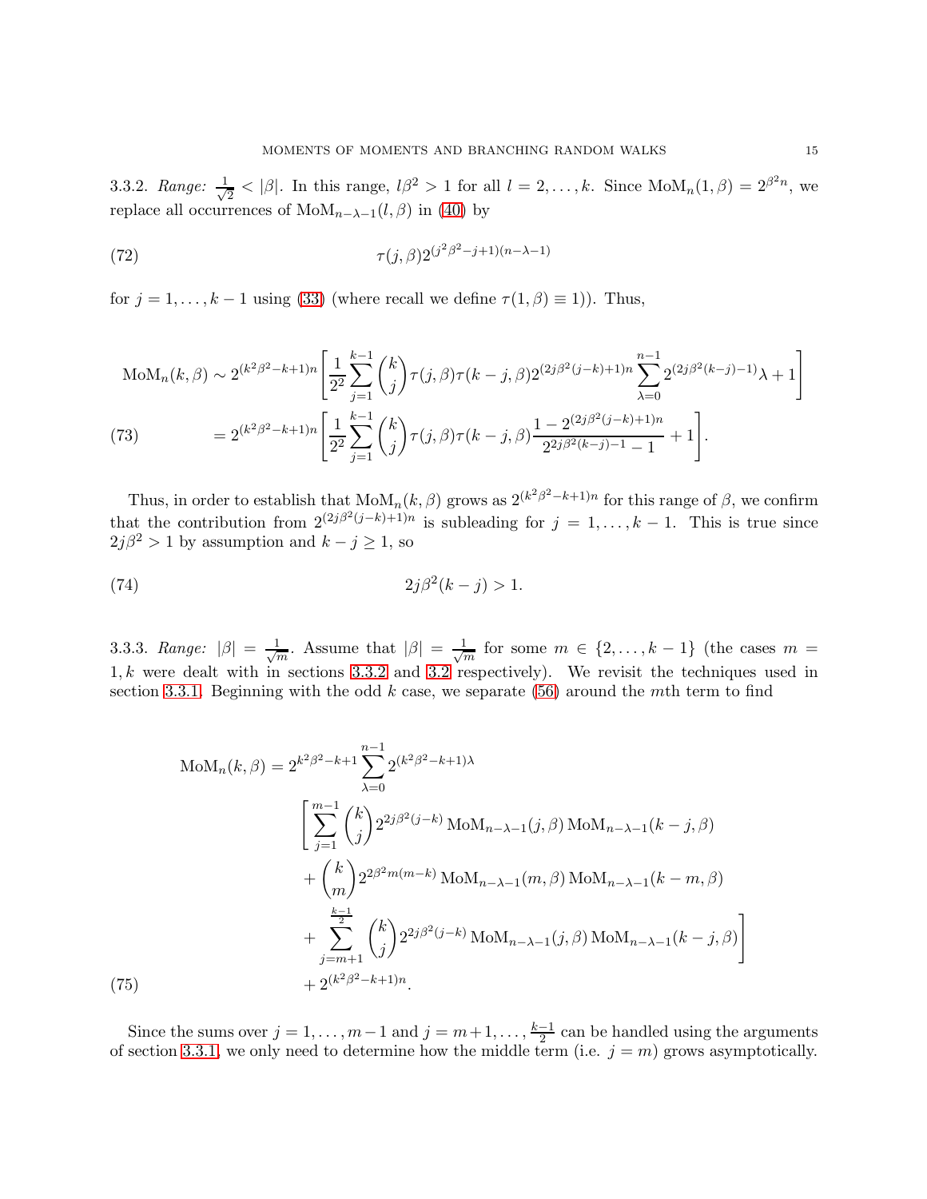3.3.2. *Range:* $\frac{1}{\sqrt{2}} < |\beta|$. In this range, $l\beta^2 > 1$ for all $l = 2, \dots, k$. Since $\mathrm{MoM}_n(1,\beta) = 2^{\beta^2 n}$, we replace all occurrences of $\mathrm{MoM}_{n-\lambda-1}(l,\beta)$ in (40) by

$$\tau(j,\beta)2^{(j^2\beta^2 - j + 1)(n-\lambda-1)} \tag{72}$$

for $j = 1, \dots, k-1$ using (33) (where recall we define $\tau(1,\beta) \equiv 1$)). Thus,

$$\begin{aligned}
\mathrm{MoM}_n(k,\beta) &\sim 2^{(k^2\beta^2 - k+1)n}\left[\frac{1}{2^2}\sum_{j=1}^{k-1}\binom{k}{j}\tau(j,\beta)\tau(k-j,\beta)2^{(2j\beta^2(j-k)+1)n}\sum_{\lambda=0}^{n-1}2^{(2j\beta^2(k-j)-1)\lambda} + 1\right]\\
&= 2^{(k^2\beta^2 - k+1)n}\left[\frac{1}{2^2}\sum_{j=1}^{k-1}\binom{k}{j}\tau(j,\beta)\tau(k-j,\beta)\frac{1 - 2^{(2j\beta^2(j-k)+1)n}}{2^{2j\beta^2(k-j)-1} - 1} + 1\right].
\end{aligned} \tag{73}$$

Thus, in order to establish that $\mathrm{MoM}_n(k,\beta)$ grows as $2^{(k^2\beta^2-k+1)n}$ for this range of $\beta$, we confirm that the contribution from $2^{(2j\beta^2(j-k)+1)n}$ is subleading for $j = 1, \dots, k-1$. This is true since $2j\beta^2 > 1$ by assumption and $k - j \geq 1$, so

$$2j\beta^2(k-j) > 1. \tag{74}$$

3.3.3. *Range:* $|\beta| = \frac{1}{\sqrt{m}}$. Assume that $|\beta| = \frac{1}{\sqrt{m}}$ for some $m \in \{2, \dots, k-1\}$ (the cases $m = 1, k$ were dealt with in sections 3.3.2 and 3.2 respectively). We revisit the techniques used in section 3.3.1. Beginning with the odd $k$ case, we separate (56) around the $m$th term to find

$$\begin{aligned}
\mathrm{MoM}_n(k,\beta) = 2^{k^2\beta^2 - k+1}\sum_{\lambda=0}^{n-1}2^{(k^2\beta^2-k+1)\lambda}
&\left[\sum_{j=1}^{m-1}\binom{k}{j}2^{2j\beta^2(j-k)}\,\mathrm{MoM}_{n-\lambda-1}(j,\beta)\,\mathrm{MoM}_{n-\lambda-1}(k-j,\beta)\right.\\
&+\binom{k}{m}2^{2\beta^2 m(m-k)}\,\mathrm{MoM}_{n-\lambda-1}(m,\beta)\,\mathrm{MoM}_{n-\lambda-1}(k-m,\beta)\\
&\left.+\sum_{j=m+1}^{\frac{k-1}{2}}\binom{k}{j}2^{2j\beta^2(j-k)}\,\mathrm{MoM}_{n-\lambda-1}(j,\beta)\,\mathrm{MoM}_{n-\lambda-1}(k-j,\beta)\right]\\
&+ 2^{(k^2\beta^2-k+1)n}.
\end{aligned} \tag{75}$$

Since the sums over $j = 1, \dots, m-1$ and $j = m+1, \dots, \frac{k-1}{2}$ can be handled using the arguments of section 3.3.1, we only need to determine how the middle term (i.e. $j = m$) grows asymptotically.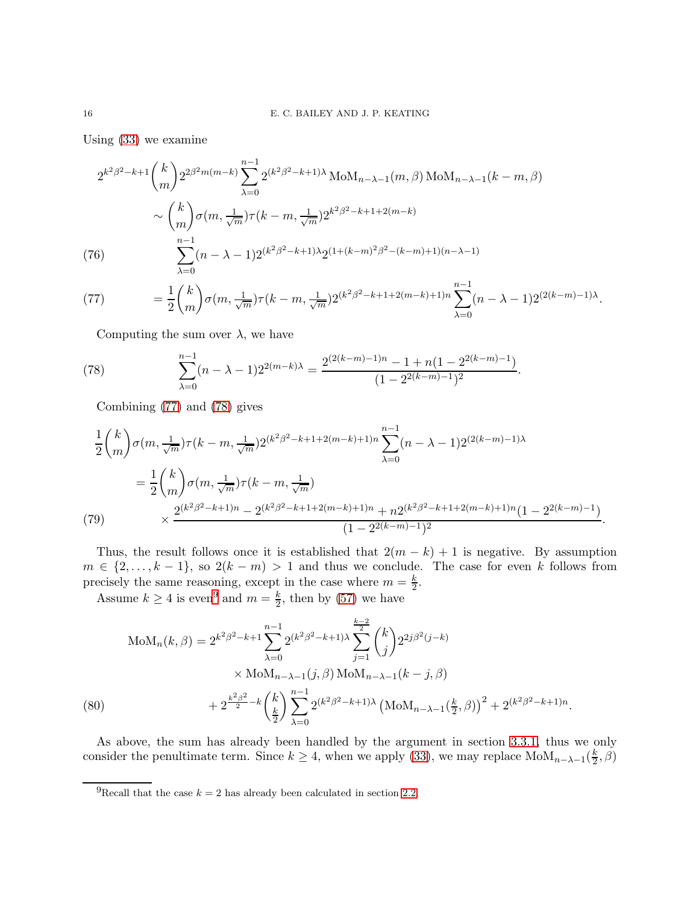Using (33) we examine

$$
\begin{aligned}
&2^{k^2\beta^2-k+1}\binom{k}{m}2^{2\beta^2 m(m-k)}\sum_{\lambda=0}^{n-1}2^{(k^2\beta^2-k+1)\lambda}\,\mathrm{MoM}_{n-\lambda-1}(m,\beta)\,\mathrm{MoM}_{n-\lambda-1}(k-m,\beta)\\
&\qquad\sim\binom{k}{m}\sigma(m,\tfrac{1}{\sqrt{m}})\tau(k-m,\tfrac{1}{\sqrt{m}})2^{k^2\beta^2-k+1+2(m-k)}\\
&\qquad\qquad\sum_{\lambda=0}^{n-1}(n-\lambda-1)2^{(k^2\beta^2-k+1)\lambda}2^{(1+(k-m)^2\beta^2-(k-m)+1)(n-\lambda-1)} \qquad (76)\\
&\qquad=\frac{1}{2}\binom{k}{m}\sigma(m,\tfrac{1}{\sqrt{m}})\tau(k-m,\tfrac{1}{\sqrt{m}})2^{(k^2\beta^2-k+1+2(m-k)+1)n}\sum_{\lambda=0}^{n-1}(n-\lambda-1)2^{(2(k-m)-1)\lambda}. \qquad (77)
\end{aligned}
$$

Computing the sum over $\lambda$, we have

$$
\sum_{\lambda=0}^{n-1}(n-\lambda-1)2^{2(m-k)\lambda}=\frac{2^{(2(k-m)-1)n}-1+n(1-2^{2(k-m)-1})}{(1-2^{2(k-m)-1})^2}. \qquad (78)
$$

Combining (77) and (78) gives

$$
\begin{aligned}
&\frac{1}{2}\binom{k}{m}\sigma(m,\tfrac{1}{\sqrt{m}})\tau(k-m,\tfrac{1}{\sqrt{m}})2^{(k^2\beta^2-k+1+2(m-k)+1)n}\sum_{\lambda=0}^{n-1}(n-\lambda-1)2^{(2(k-m)-1)\lambda}\\
&\qquad=\frac{1}{2}\binom{k}{m}\sigma(m,\tfrac{1}{\sqrt{m}})\tau(k-m,\tfrac{1}{\sqrt{m}})\\
&\qquad\qquad\times\frac{2^{(k^2\beta^2-k+1)n}-2^{(k^2\beta^2-k+1+2(m-k)+1)n}+n2^{(k^2\beta^2-k+1+2(m-k)+1)n}(1-2^{2(k-m)-1})}{(1-2^{2(k-m)-1})^2}. \qquad (79)
\end{aligned}
$$

Thus, the result follows once it is established that $2(m-k)+1$ is negative. By assumption $m\in\{2,\dots,k-1\}$, so $2(k-m)>1$ and thus we conclude. The case for even $k$ follows from precisely the same reasoning, except in the case where $m=\frac{k}{2}$.

Assume $k\geq 4$ is even[9] and $m=\frac{k}{2}$, then by (57) we have

$$
\begin{aligned}
\mathrm{MoM}_n(k,\beta)&=2^{k^2\beta^2-k+1}\sum_{\lambda=0}^{n-1}2^{(k^2\beta^2-k+1)\lambda}\sum_{j=1}^{\frac{k-2}{2}}\binom{k}{j}2^{2j\beta^2(j-k)}\\
&\qquad\times\mathrm{MoM}_{n-\lambda-1}(j,\beta)\,\mathrm{MoM}_{n-\lambda-1}(k-j,\beta)\\
&\qquad+2^{\frac{k^2\beta^2}{2}-k}\binom{k}{\frac{k}{2}}\sum_{\lambda=0}^{n-1}2^{(k^2\beta^2-k+1)\lambda}\left(\mathrm{MoM}_{n-\lambda-1}(\tfrac{k}{2},\beta)\right)^2+2^{(k^2\beta^2-k+1)n}. \qquad (80)
\end{aligned}
$$

As above, the sum has already been handled by the argument in section 3.3.1, thus we only consider the penultimate term. Since $k\geq 4$, when we apply (33), we may replace $\mathrm{MoM}_{n-\lambda-1}(\frac{k}{2},\beta)$

[9] Recall that the case $k=2$ has already been calculated in section 2.2.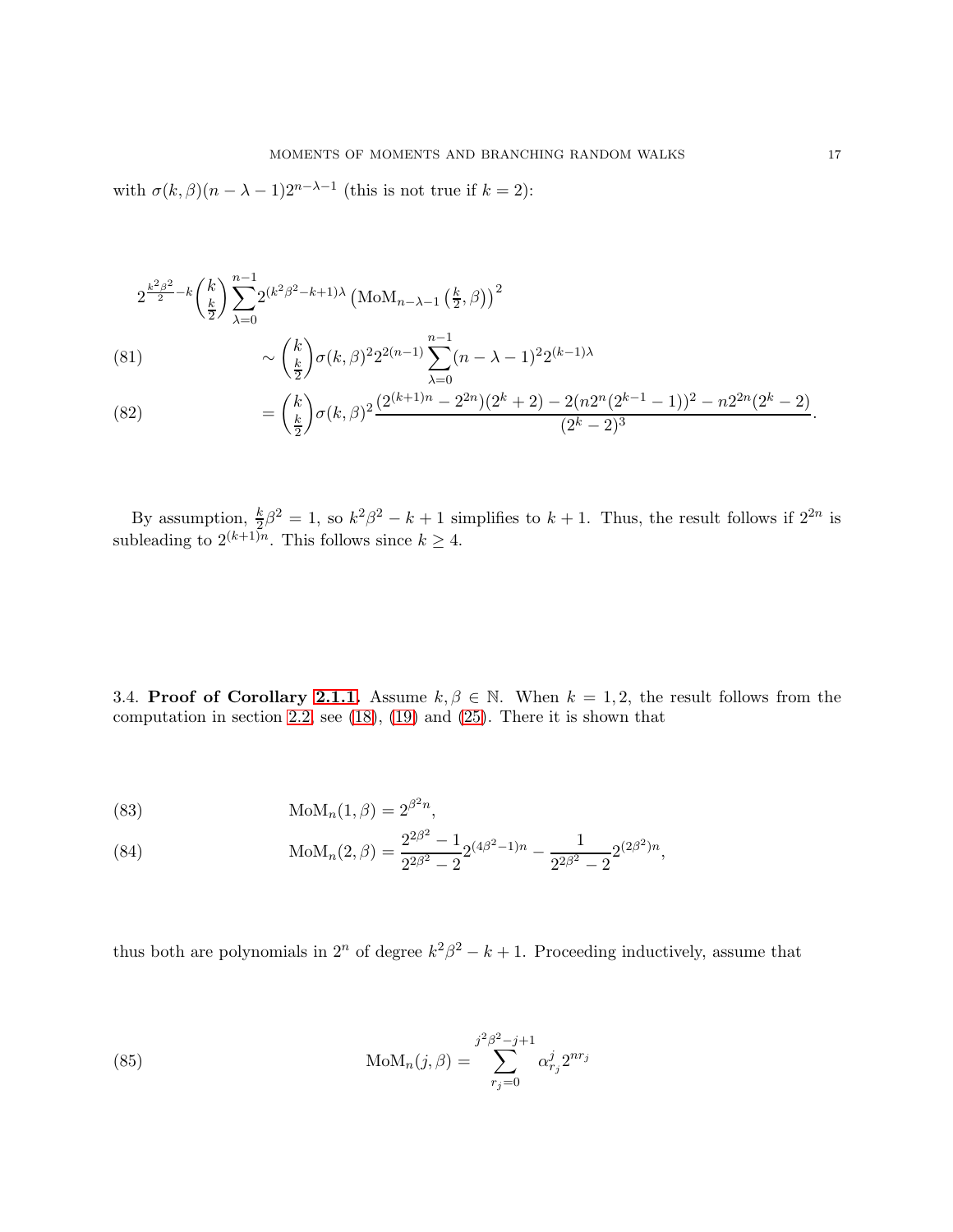with $\sigma(k,\beta)(n-\lambda-1)2^{n-\lambda-1}$ (this is not true if $k=2$):

$$
\begin{aligned}
&2^{\frac{k^2\beta^2}{2}-k}\binom{k}{\frac{k}{2}}\sum_{\lambda=0}^{n-1}2^{(k^2\beta^2-k+1)\lambda}\left(\mathrm{MoM}_{n-\lambda-1}\left(\tfrac{k}{2},\beta\right)\right)^2 \\
&\qquad\sim\binom{k}{\frac{k}{2}}\sigma(k,\beta)^2 2^{2(n-1)}\sum_{\lambda=0}^{n-1}(n-\lambda-1)^2 2^{(k-1)\lambda} \qquad (81)\\
&\qquad=\binom{k}{\frac{k}{2}}\sigma(k,\beta)^2\frac{(2^{(k+1)n}-2^{2n})(2^k+2)-2(n2^n(2^{k-1}-1))^2-n2^{2n}(2^k-2)}{(2^k-2)^3}. \qquad (82)
\end{aligned}
$$

By assumption, $\frac{k}{2}\beta^2=1$, so $k^2\beta^2-k+1$ simplifies to $k+1$. Thus, the result follows if $2^{2n}$ is subleading to $2^{(k+1)n}$. This follows since $k\geq 4$.

3.4. **Proof of Corollary 2.1.1.** Assume $k,\beta\in\mathbb{N}$. When $k=1,2$, the result follows from the computation in section 2.2, see (18), (19) and (25). There it is shown that

$$
\mathrm{MoM}_n(1,\beta)=2^{\beta^2 n}, \qquad (83)
$$

$$
\mathrm{MoM}_n(2,\beta)=\frac{2^{2\beta^2}-1}{2^{2\beta^2}-2}2^{(4\beta^2-1)n}-\frac{1}{2^{2\beta^2}-2}2^{(2\beta^2)n}, \qquad (84)
$$

thus both are polynomials in $2^n$ of degree $k^2\beta^2-k+1$. Proceeding inductively, assume that

$$
\mathrm{MoM}_n(j,\beta)=\sum_{r_j=0}^{j^2\beta^2-j+1}\alpha^j_{r_j}2^{nr_j} \qquad (85)
$$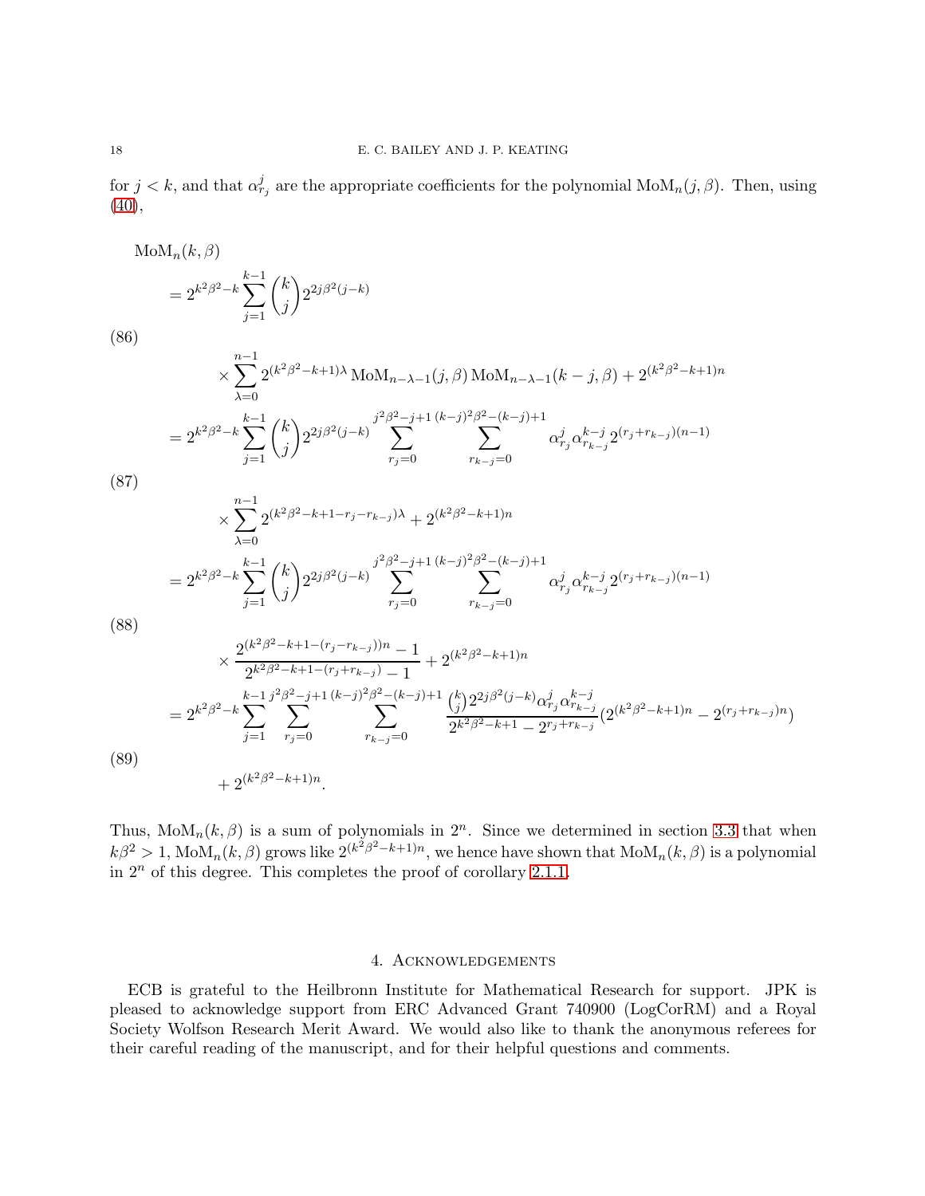for $j < k$, and that $\alpha^j_{r_j}$ are the appropriate coefficients for the polynomial $\mathrm{MoM}_n(j, \beta)$. Then, using (40),

$$
\begin{aligned}
&\mathrm{MoM}_n(k,\beta) \\
&= 2^{k^2\beta^2-k}\sum_{j=1}^{k-1}\binom{k}{j}2^{2j\beta^2(j-k)} \\
&\qquad \times \sum_{\lambda=0}^{n-1} 2^{(k^2\beta^2-k+1)\lambda}\,\mathrm{MoM}_{n-\lambda-1}(j,\beta)\,\mathrm{MoM}_{n-\lambda-1}(k-j,\beta) + 2^{(k^2\beta^2-k+1)n} \qquad (86)\\
&= 2^{k^2\beta^2-k}\sum_{j=1}^{k-1}\binom{k}{j}2^{2j\beta^2(j-k)}\sum_{r_j=0}^{j^2\beta^2-j+1}\ \sum_{r_{k-j}=0}^{(k-j)^2\beta^2-(k-j)+1}\alpha^j_{r_j}\alpha^{k-j}_{r_{k-j}}2^{(r_j+r_{k-j})(n-1)} \\
&\qquad \times \sum_{\lambda=0}^{n-1}2^{(k^2\beta^2-k+1-r_j-r_{k-j})\lambda} + 2^{(k^2\beta^2-k+1)n} \qquad (87)\\
&= 2^{k^2\beta^2-k}\sum_{j=1}^{k-1}\binom{k}{j}2^{2j\beta^2(j-k)}\sum_{r_j=0}^{j^2\beta^2-j+1}\ \sum_{r_{k-j}=0}^{(k-j)^2\beta^2-(k-j)+1}\alpha^j_{r_j}\alpha^{k-j}_{r_{k-j}}2^{(r_j+r_{k-j})(n-1)} \\
&\qquad \times \frac{2^{(k^2\beta^2-k+1-(r_j-r_{k-j}))n}-1}{2^{k^2\beta^2-k+1-(r_j+r_{k-j})}-1} + 2^{(k^2\beta^2-k+1)n} \qquad (88)\\
&= 2^{k^2\beta^2-k}\sum_{j=1}^{k-1}\sum_{r_j=0}^{j^2\beta^2-j+1}\ \sum_{r_{k-j}=0}^{(k-j)^2\beta^2-(k-j)+1}\frac{\binom{k}{j}2^{2j\beta^2(j-k)}\alpha^j_{r_j}\alpha^{k-j}_{r_{k-j}}}{2^{k^2\beta^2-k+1}-2^{r_j+r_{k-j}}}\left(2^{(k^2\beta^2-k+1)n}-2^{(r_j+r_{k-j})n}\right) \\
&\qquad + 2^{(k^2\beta^2-k+1)n}. \qquad (89)
\end{aligned}
$$

Thus, $\mathrm{MoM}_n(k, \beta)$ is a sum of polynomials in $2^n$. Since we determined in section 3.3 that when $k\beta^2 > 1$, $\mathrm{MoM}_n(k, \beta)$ grows like $2^{(k^2\beta^2-k+1)n}$, we hence have shown that $\mathrm{MoM}_n(k, \beta)$ is a polynomial in $2^n$ of this degree. This completes the proof of corollary 2.1.1.

## 4. Acknowledgements

ECB is grateful to the Heilbronn Institute for Mathematical Research for support. JPK is pleased to acknowledge support from ERC Advanced Grant 740900 (LogCorRM) and a Royal Society Wolfson Research Merit Award. We would also like to thank the anonymous referees for their careful reading of the manuscript, and for their helpful questions and comments.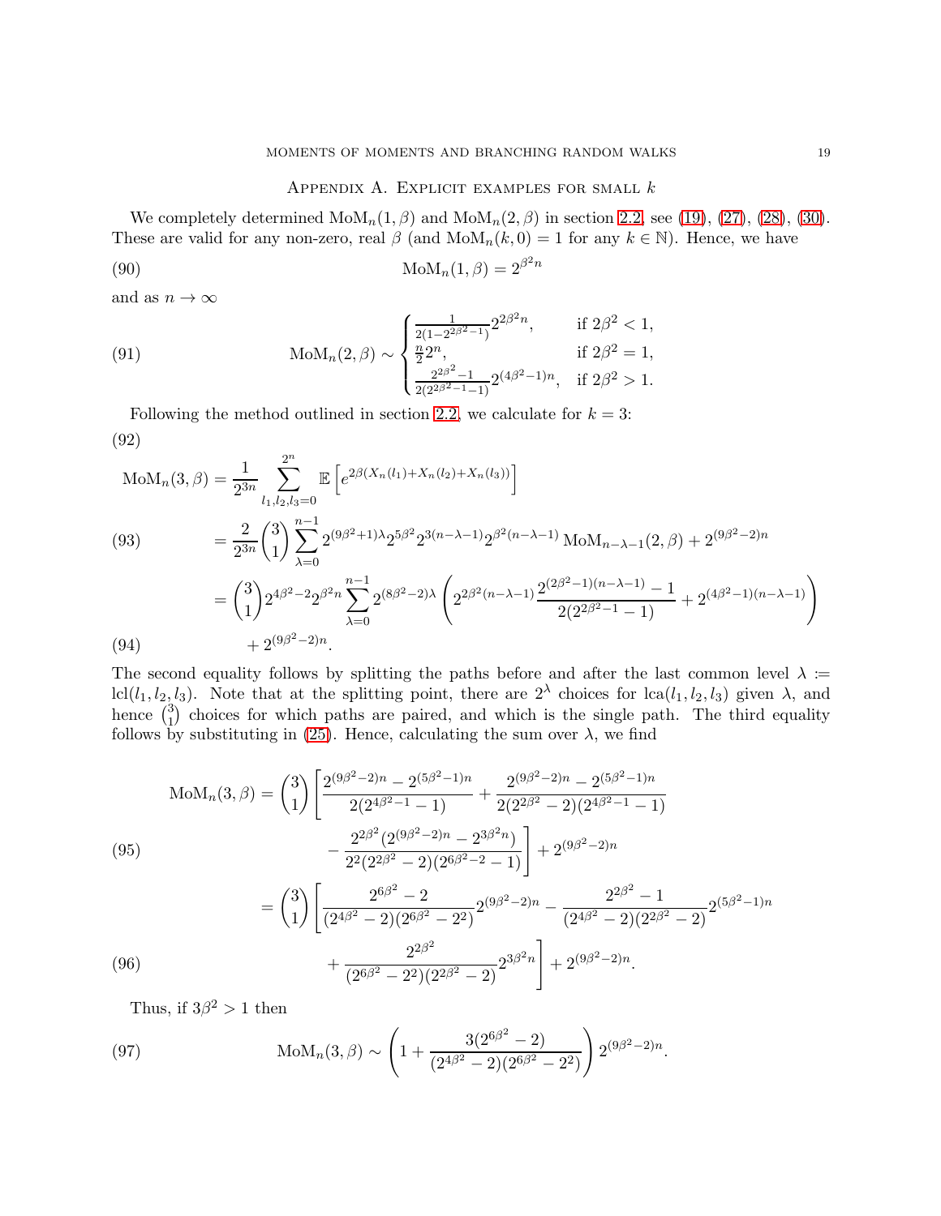## Appendix A. Explicit examples for small $k$

We completely determined $\mathrm{MoM}_n(1,\beta)$ and $\mathrm{MoM}_n(2,\beta)$ in section 2.2, see (19), (27), (28), (30). These are valid for any non-zero, real $\beta$ (and $\mathrm{MoM}_n(k,0)=1$ for any $k\in\mathbb{N}$). Hence, we have

$$\mathrm{MoM}_n(1,\beta) = 2^{\beta^2 n} \tag{90}$$

and as $n\to\infty$

$$\mathrm{MoM}_n(2,\beta) \sim \begin{cases} \frac{1}{2(1-2^{2\beta^2-1})}2^{2\beta^2 n}, & \text{if } 2\beta^2<1, \\ \frac{n}{2}2^n, & \text{if } 2\beta^2 = 1, \\ \frac{2^{2\beta^2}-1}{2(2^{2\beta^2-1}-1)}2^{(4\beta^2-1)n}, & \text{if } 2\beta^2>1. \end{cases} \tag{91}$$

Following the method outlined in section 2.2, we calculate for $k=3$:

$$\mathrm{MoM}_n(3,\beta) = \frac{1}{2^{3n}}\sum_{l_1,l_2,l_3=0}^{2^n}\mathbb{E}\left[e^{2\beta(X_n(l_1)+X_n(l_2)+X_n(l_3))}\right] \tag{92}$$

$$= \frac{2}{2^{3n}}\binom{3}{1}\sum_{\lambda=0}^{n-1}2^{(9\beta^2+1)\lambda}2^{5\beta^2}2^{3(n-\lambda-1)}2^{\beta^2(n-\lambda-1)}\,\mathrm{MoM}_{n-\lambda-1}(2,\beta) + 2^{(9\beta^2-2)n} \tag{93}$$

$$= \binom{3}{1}2^{4\beta^2-2}2^{\beta^2 n}\sum_{\lambda=0}^{n-1}2^{(8\beta^2-2)\lambda}\left(2^{2\beta^2(n-\lambda-1)}\frac{2^{(2\beta^2-1)(n-\lambda-1)}-1}{2(2^{2\beta^2-1}-1)} + 2^{(4\beta^2-1)(n-\lambda-1)}\right)$$

$$+ 2^{(9\beta^2-2)n}. \tag{94}$$

The second equality follows by splitting the paths before and after the last common level $\lambda := \mathrm{lcl}(l_1,l_2,l_3)$. Note that at the splitting point, there are $2^\lambda$ choices for $\mathrm{lca}(l_1,l_2,l_3)$ given $\lambda$, and hence $\binom{3}{1}$ choices for which paths are paired, and which is the single path. The third equality follows by substituting in (25). Hence, calculating the sum over $\lambda$, we find

$$\mathrm{MoM}_n(3,\beta) = \binom{3}{1}\left[\frac{2^{(9\beta^2-2)n}-2^{(5\beta^2-1)n}}{2(2^{4\beta^2-1}-1)} + \frac{2^{(9\beta^2-2)n}-2^{(5\beta^2-1)n}}{2(2^{2\beta^2}-2)(2^{4\beta^2-1}-1)}\right.$$

$$\left. - \frac{2^{2\beta^2}(2^{(9\beta^2-2)n}-2^{3\beta^2 n})}{2^2(2^{2\beta^2}-2)(2^{6\beta^2-2}-1)}\right] + 2^{(9\beta^2-2)n} \tag{95}$$

$$= \binom{3}{1}\left[\frac{2^{6\beta^2}-2}{(2^{4\beta^2}-2)(2^{6\beta^2}-2^2)}2^{(9\beta^2-2)n} - \frac{2^{2\beta^2}-1}{(2^{4\beta^2}-2)(2^{2\beta^2}-2)}2^{(5\beta^2-1)n}\right.$$

$$\left. + \frac{2^{2\beta^2}}{(2^{6\beta^2}-2^2)(2^{2\beta^2}-2)}2^{3\beta^2 n}\right] + 2^{(9\beta^2-2)n}. \tag{96}$$

Thus, if $3\beta^2>1$ then

$$\mathrm{MoM}_n(3,\beta) \sim \left(1+\frac{3(2^{6\beta^2}-2)}{(2^{4\beta^2}-2)(2^{6\beta^2}-2^2)}\right)2^{(9\beta^2-2)n}. \tag{97}$$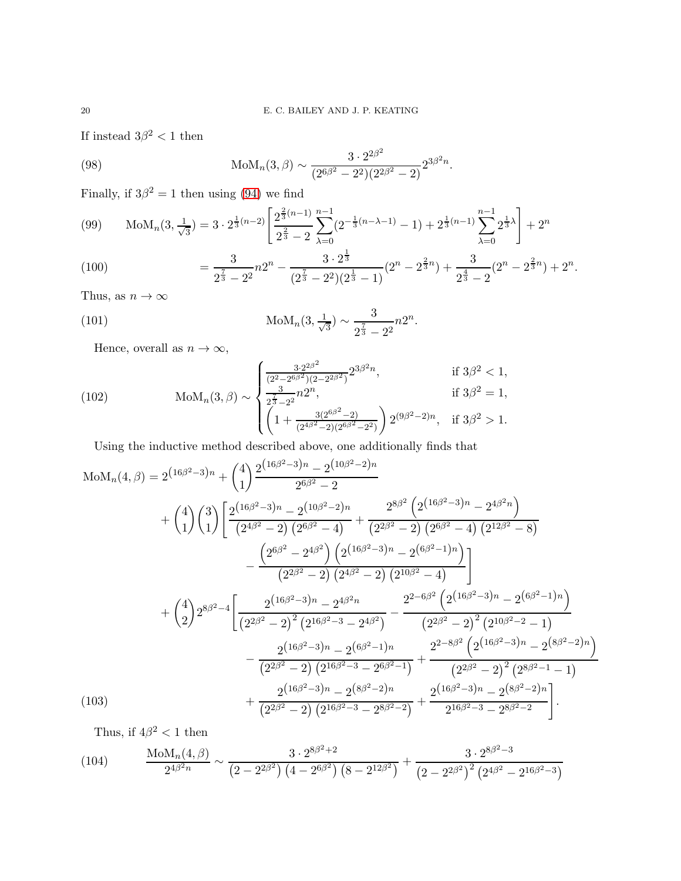If instead $3\beta^2 < 1$ then

$$\mathrm{MoM}_n(3,\beta) \sim \frac{3\cdot 2^{2\beta^2}}{(2^{6\beta^2}-2^2)(2^{2\beta^2}-2)} 2^{3\beta^2 n}. \tag{98}$$

Finally, if $3\beta^2 = 1$ then using (94) we find

$$\mathrm{MoM}_n(3,\tfrac{1}{\sqrt{3}}) = 3\cdot 2^{\frac{1}{3}(n-2)}\left[\frac{2^{\frac{2}{3}(n-1)}}{2^{\frac{2}{3}}-2}\sum_{\lambda=0}^{n-1}(2^{-\frac{1}{3}(n-\lambda-1)}-1) + 2^{\frac{1}{3}(n-1)}\sum_{\lambda=0}^{n-1}2^{\frac{1}{3}\lambda}\right] + 2^n \tag{99}$$

$$= \frac{3}{2^{\frac{7}{3}}-2^2} n2^n - \frac{3\cdot 2^{\frac{1}{3}}}{(2^{\frac{7}{3}}-2^2)(2^{\frac{1}{3}}-1)}(2^n - 2^{\frac{2}{3}n}) + \frac{3}{2^{\frac{4}{3}}-2}(2^n - 2^{\frac{2}{3}n}) + 2^n. \tag{100}$$

Thus, as $n \to \infty$

$$\mathrm{MoM}_n(3,\tfrac{1}{\sqrt{3}}) \sim \frac{3}{2^{\frac{7}{3}}-2^2} n2^n. \tag{101}$$

Hence, overall as $n\to\infty$,

$$\mathrm{MoM}_n(3,\beta) \sim \begin{cases} \frac{3\cdot 2^{2\beta^2}}{(2^2-2^{6\beta^2})(2-2^{2\beta^2})} 2^{3\beta^2 n}, & \text{if } 3\beta^2 < 1, \\ \frac{3}{2^{\frac{7}{3}}-2^2} n2^n, & \text{if } 3\beta^2 = 1, \\ \left(1 + \frac{3(2^{6\beta^2}-2)}{(2^{4\beta^2}-2)(2^{6\beta^2}-2^2)}\right) 2^{(9\beta^2-2)n}, & \text{if } 3\beta^2 > 1. \end{cases} \tag{102}$$

Using the inductive method described above, one additionally finds that

$$\begin{aligned}
\mathrm{MoM}_n(4,\beta) &= 2^{(16\beta^2-3)n} + \binom{4}{1}\frac{2^{(16\beta^2-3)n} - 2^{(10\beta^2-2)n}}{2^{6\beta^2}-2} \\
&\quad + \binom{4}{1}\binom{3}{1}\Bigg[\frac{2^{(16\beta^2-3)n} - 2^{(10\beta^2-2)n}}{\left(2^{4\beta^2}-2\right)\left(2^{6\beta^2}-4\right)} + \frac{2^{8\beta^2}\left(2^{(16\beta^2-3)n} - 2^{4\beta^2 n}\right)}{\left(2^{2\beta^2}-2\right)\left(2^{6\beta^2}-4\right)\left(2^{12\beta^2}-8\right)} \\
&\qquad - \frac{\left(2^{6\beta^2}-2^{4\beta^2}\right)\left(2^{(16\beta^2-3)n} - 2^{(6\beta^2-1)n}\right)}{\left(2^{2\beta^2}-2\right)\left(2^{4\beta^2}-2\right)\left(2^{10\beta^2}-4\right)}\Bigg] \\
&\quad + \binom{4}{2}2^{8\beta^2-4}\Bigg[\frac{2^{(16\beta^2-3)n} - 2^{4\beta^2 n}}{\left(2^{2\beta^2}-2\right)^2\left(2^{16\beta^2-3}-2^{4\beta^2}\right)} - \frac{2^{2-6\beta^2}\left(2^{(16\beta^2-3)n} - 2^{(6\beta^2-1)n}\right)}{\left(2^{2\beta^2}-2\right)^2\left(2^{10\beta^2-2}-1\right)} \\
&\qquad - \frac{2^{(16\beta^2-3)n} - 2^{(6\beta^2-1)n}}{\left(2^{2\beta^2}-2\right)\left(2^{16\beta^2-3}-2^{6\beta^2-1}\right)} + \frac{2^{2-8\beta^2}\left(2^{(16\beta^2-3)n} - 2^{(8\beta^2-2)n}\right)}{\left(2^{2\beta^2}-2\right)^2\left(2^{8\beta^2-1}-1\right)} \\
&\qquad + \frac{2^{(16\beta^2-3)n} - 2^{(8\beta^2-2)n}}{\left(2^{2\beta^2}-2\right)\left(2^{16\beta^2-3}-2^{8\beta^2-2}\right)} + \frac{2^{(16\beta^2-3)n} - 2^{(8\beta^2-2)n}}{2^{16\beta^2-3}-2^{8\beta^2-2}}\Bigg].
\end{aligned} \tag{103}$$

Thus, if $4\beta^2 < 1$ then

$$\frac{\mathrm{MoM}_n(4,\beta)}{2^{4\beta^2 n}} \sim \frac{3\cdot 2^{8\beta^2+2}}{\left(2-2^{2\beta^2}\right)\left(4-2^{6\beta^2}\right)\left(8-2^{12\beta^2}\right)} + \frac{3\cdot 2^{8\beta^2-3}}{\left(2-2^{2\beta^2}\right)^2\left(2^{4\beta^2}-2^{16\beta^2-3}\right)} \tag{104}$$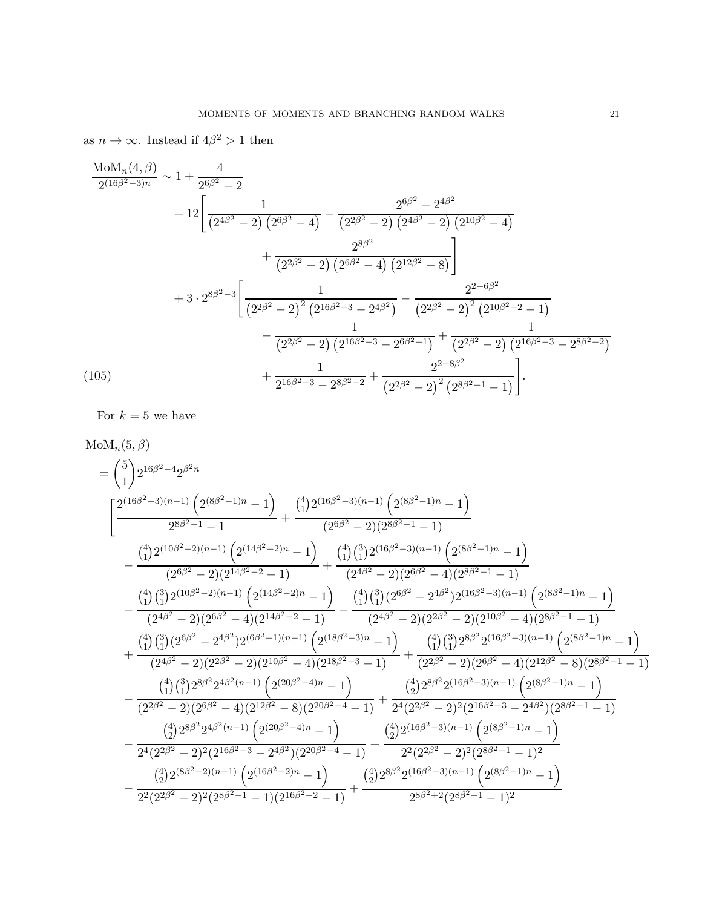as $n \to \infty$. Instead if $4\beta^2 > 1$ then

$$
\begin{aligned}
\frac{\mathrm{MoM}_n(4,\beta)}{2^{(16\beta^2-3)n}} \sim 1 &+ \frac{4}{2^{6\beta^2}-2} \\
&+ 12\Bigg[\frac{1}{\left(2^{4\beta^2}-2\right)\left(2^{6\beta^2}-4\right)} - \frac{2^{6\beta^2}-2^{4\beta^2}}{\left(2^{2\beta^2}-2\right)\left(2^{4\beta^2}-2\right)\left(2^{10\beta^2}-4\right)} \\
&\qquad + \frac{2^{8\beta^2}}{\left(2^{2\beta^2}-2\right)\left(2^{6\beta^2}-4\right)\left(2^{12\beta^2}-8\right)}\Bigg] \\
&+ 3\cdot 2^{8\beta^2-3}\Bigg[\frac{1}{\left(2^{2\beta^2}-2\right)^2\left(2^{16\beta^2-3}-2^{4\beta^2}\right)} - \frac{2^{2-6\beta^2}}{\left(2^{2\beta^2}-2\right)^2\left(2^{10\beta^2-2}-1\right)} \\
&\qquad - \frac{1}{\left(2^{2\beta^2}-2\right)\left(2^{16\beta^2-3}-2^{6\beta^2-1}\right)} + \frac{1}{\left(2^{2\beta^2}-2\right)\left(2^{16\beta^2-3}-2^{8\beta^2-2}\right)} \\
&\qquad + \frac{1}{2^{16\beta^2-3}-2^{8\beta^2-2}} + \frac{2^{2-8\beta^2}}{\left(2^{2\beta^2}-2\right)^2\left(2^{8\beta^2-1}-1\right)}\Bigg]. \qquad (105)
\end{aligned}
$$

For $k = 5$ we have

$$
\begin{aligned}
&\mathrm{MoM}_n(5,\beta) \\
&= \binom{5}{1} 2^{16\beta^2-4} 2^{\beta^2 n} \\
&\Bigg[\frac{2^{(16\beta^2-3)(n-1)}\left(2^{(8\beta^2-1)n}-1\right)}{2^{8\beta^2-1}-1} + \frac{\binom{4}{1}2^{(16\beta^2-3)(n-1)}\left(2^{(8\beta^2-1)n}-1\right)}{(2^{6\beta^2}-2)(2^{8\beta^2-1}-1)} \\
&\quad - \frac{\binom{4}{1}2^{(10\beta^2-2)(n-1)}\left(2^{(14\beta^2-2)n}-1\right)}{(2^{6\beta^2}-2)(2^{14\beta^2-2}-1)} + \frac{\binom{4}{1}\binom{3}{1}2^{(16\beta^2-3)(n-1)}\left(2^{(8\beta^2-1)n}-1\right)}{(2^{4\beta^2}-2)(2^{6\beta^2}-4)(2^{8\beta^2-1}-1)} \\
&\quad - \frac{\binom{4}{1}\binom{3}{1}2^{(10\beta^2-2)(n-1)}\left(2^{(14\beta^2-2)n}-1\right)}{(2^{4\beta^2}-2)(2^{6\beta^2}-4)(2^{14\beta^2-2}-1)} - \frac{\binom{4}{1}\binom{3}{1}(2^{6\beta^2}-2^{4\beta^2})2^{(16\beta^2-3)(n-1)}\left(2^{(8\beta^2-1)n}-1\right)}{(2^{4\beta^2}-2)(2^{2\beta^2}-2)(2^{10\beta^2}-4)(2^{8\beta^2-1}-1)} \\
&\quad + \frac{\binom{4}{1}\binom{3}{1}(2^{6\beta^2}-2^{4\beta^2})2^{(6\beta^2-1)(n-1)}\left(2^{(18\beta^2-3)n}-1\right)}{(2^{4\beta^2}-2)(2^{2\beta^2}-2)(2^{10\beta^2}-4)(2^{18\beta^2-3}-1)} + \frac{\binom{4}{1}\binom{3}{1}2^{8\beta^2}2^{(16\beta^2-3)(n-1)}\left(2^{(8\beta^2-1)n}-1\right)}{(2^{2\beta^2}-2)(2^{6\beta^2}-4)(2^{12\beta^2}-8)(2^{8\beta^2-1}-1)} \\
&\quad - \frac{\binom{4}{1}\binom{3}{1}2^{8\beta^2}2^{4\beta^2(n-1)}\left(2^{(20\beta^2-4)n}-1\right)}{(2^{2\beta^2}-2)(2^{6\beta^2}-4)(2^{12\beta^2}-8)(2^{20\beta^2-4}-1)} + \frac{\binom{4}{2}2^{8\beta^2}2^{(16\beta^2-3)(n-1)}\left(2^{(8\beta^2-1)n}-1\right)}{2^4(2^{2\beta^2}-2)^2(2^{16\beta^2-3}-2^{4\beta^2})(2^{8\beta^2-1}-1)} \\
&\quad - \frac{\binom{4}{2}2^{8\beta^2}2^{4\beta^2(n-1)}\left(2^{(20\beta^2-4)n}-1\right)}{2^4(2^{2\beta^2}-2)^2(2^{16\beta^2-3}-2^{4\beta^2})(2^{20\beta^2-4}-1)} + \frac{\binom{4}{2}2^{(16\beta^2-3)(n-1)}\left(2^{(8\beta^2-1)n}-1\right)}{2^2(2^{2\beta^2}-2)^2(2^{8\beta^2-1}-1)^2} \\
&\quad - \frac{\binom{4}{2}2^{(8\beta^2-2)(n-1)}\left(2^{(16\beta^2-2)n}-1\right)}{2^2(2^{2\beta^2}-2)^2(2^{8\beta^2-1}-1)(2^{16\beta^2-2}-1)} + \frac{\binom{4}{2}2^{8\beta^2}2^{(16\beta^2-3)(n-1)}\left(2^{(8\beta^2-1)n}-1\right)}{2^{8\beta^2+2}(2^{8\beta^2-1}-1)^2}
\end{aligned}
$$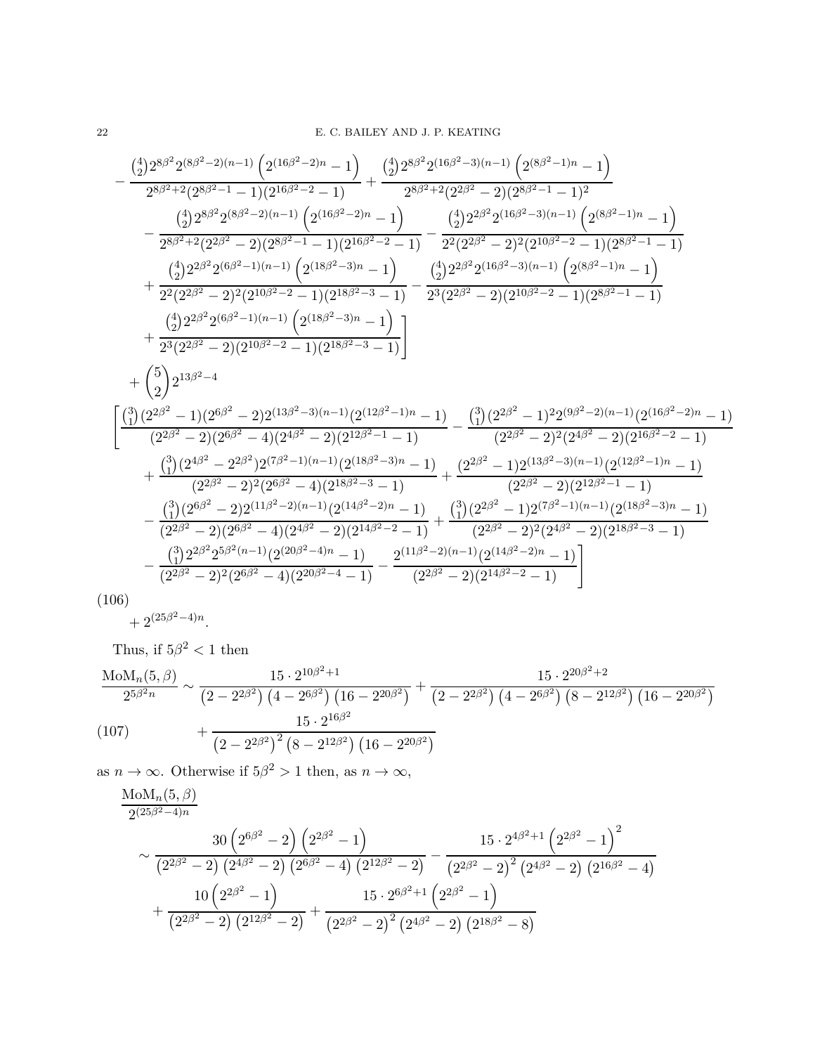$$
\begin{aligned}
&- \frac{\binom{4}{2} 2^{8\beta^2} 2^{(8\beta^2-2)(n-1)} \left(2^{(16\beta^2-2)n}-1\right)}{2^{8\beta^2+2}(2^{8\beta^2-1}-1)(2^{16\beta^2-2}-1)} + \frac{\binom{4}{2} 2^{8\beta^2} 2^{(16\beta^2-3)(n-1)} \left(2^{(8\beta^2-1)n}-1\right)}{2^{8\beta^2+2}(2^{2\beta^2}-2)(2^{8\beta^2-1}-1)^2} \\
&\quad - \frac{\binom{4}{2} 2^{8\beta^2} 2^{(8\beta^2-2)(n-1)} \left(2^{(16\beta^2-2)n}-1\right)}{2^{8\beta^2+2}(2^{2\beta^2}-2)(2^{8\beta^2-1}-1)(2^{16\beta^2-2}-1)} - \frac{\binom{4}{2} 2^{2\beta^2} 2^{(16\beta^2-3)(n-1)} \left(2^{(8\beta^2-1)n}-1\right)}{2^{2}(2^{2\beta^2}-2)^2(2^{10\beta^2-2}-1)(2^{8\beta^2-1}-1)} \\
&\quad + \frac{\binom{4}{2} 2^{2\beta^2} 2^{(6\beta^2-1)(n-1)} \left(2^{(18\beta^2-3)n}-1\right)}{2^{2}(2^{2\beta^2}-2)^2(2^{10\beta^2-2}-1)(2^{18\beta^2-3}-1)} - \frac{\binom{4}{2} 2^{2\beta^2} 2^{(16\beta^2-3)(n-1)} \left(2^{(8\beta^2-1)n}-1\right)}{2^{3}(2^{2\beta^2}-2)(2^{10\beta^2-2}-1)(2^{8\beta^2-1}-1)} \\
&\quad + \left. \frac{\binom{4}{2} 2^{2\beta^2} 2^{(6\beta^2-1)(n-1)} \left(2^{(18\beta^2-3)n}-1\right)}{2^{3}(2^{2\beta^2}-2)(2^{10\beta^2-2}-1)(2^{18\beta^2-3}-1)} \right] \\
&\quad + \binom{5}{2} 2^{13\beta^2-4} \\
&\left[ \frac{\binom{3}{1}(2^{2\beta^2}-1)(2^{6\beta^2}-2)2^{(13\beta^2-3)(n-1)}(2^{(12\beta^2-1)n}-1)}{(2^{2\beta^2}-2)(2^{6\beta^2}-4)(2^{4\beta^2}-2)(2^{12\beta^2-1}-1)} - \frac{\binom{3}{1}(2^{2\beta^2}-1)^2 2^{(9\beta^2-2)(n-1)}(2^{(16\beta^2-2)n}-1)}{(2^{2\beta^2}-2)^2(2^{4\beta^2}-2)(2^{16\beta^2-2}-1)} \right. \\
&\quad + \frac{\binom{3}{1}(2^{4\beta^2}-2^{2\beta^2})2^{(7\beta^2-1)(n-1)}(2^{(18\beta^2-3)n}-1)}{(2^{2\beta^2}-2)^2(2^{6\beta^2}-4)(2^{18\beta^2-3}-1)} + \frac{(2^{2\beta^2}-1)2^{(13\beta^2-3)(n-1)}(2^{(12\beta^2-1)n}-1)}{(2^{2\beta^2}-2)(2^{12\beta^2-1}-1)} \\
&\quad - \frac{\binom{3}{1}(2^{6\beta^2}-2)2^{(11\beta^2-2)(n-1)}(2^{(14\beta^2-2)n}-1)}{(2^{2\beta^2}-2)(2^{6\beta^2}-4)(2^{4\beta^2}-2)(2^{14\beta^2-2}-1)} + \frac{\binom{3}{1}(2^{2\beta^2}-1)2^{(7\beta^2-1)(n-1)}(2^{(18\beta^2-3)n}-1)}{(2^{2\beta^2}-2)^2(2^{4\beta^2}-2)(2^{18\beta^2-3}-1)} \\
&\quad \left. - \frac{\binom{3}{1}2^{2\beta^2}2^{5\beta^2(n-1)}(2^{(20\beta^2-4)n}-1)}{(2^{2\beta^2}-2)^2(2^{6\beta^2}-4)(2^{20\beta^2-4}-1)} - \frac{2^{(11\beta^2-2)(n-1)}(2^{(14\beta^2-2)n}-1)}{(2^{2\beta^2}-2)(2^{14\beta^2-2}-1)} \right]
\end{aligned}
$$

$$
+ 2^{(25\beta^2-4)n}. \tag{106}
$$

Thus, if $5\beta^2 < 1$ then

$$
\begin{aligned}
\frac{\mathrm{MoM}_n(5,\beta)}{2^{5\beta^2 n}} &\sim \frac{15 \cdot 2^{10\beta^2+1}}{\left(2-2^{2\beta^2}\right)\left(4-2^{6\beta^2}\right)\left(16-2^{20\beta^2}\right)} + \frac{15 \cdot 2^{20\beta^2+2}}{\left(2-2^{2\beta^2}\right)\left(4-2^{6\beta^2}\right)\left(8-2^{12\beta^2}\right)\left(16-2^{20\beta^2}\right)} \\
&\quad + \frac{15 \cdot 2^{16\beta^2}}{\left(2-2^{2\beta^2}\right)^2\left(8-2^{12\beta^2}\right)\left(16-2^{20\beta^2}\right)}
\end{aligned} \tag{107}
$$

as $n \to \infty$. Otherwise if $5\beta^2 > 1$ then, as $n \to \infty$,

$$
\begin{aligned}
&\frac{\mathrm{MoM}_n(5,\beta)}{2^{(25\beta^2-4)n}} \\
&\sim \frac{30\left(2^{6\beta^2}-2\right)\left(2^{2\beta^2}-1\right)}{\left(2^{2\beta^2}-2\right)\left(2^{4\beta^2}-2\right)\left(2^{6\beta^2}-4\right)\left(2^{12\beta^2}-2\right)} - \frac{15 \cdot 2^{4\beta^2+1}\left(2^{2\beta^2}-1\right)^2}{\left(2^{2\beta^2}-2\right)^2\left(2^{4\beta^2}-2\right)\left(2^{16\beta^2}-4\right)} \\
&\quad + \frac{10\left(2^{2\beta^2}-1\right)}{\left(2^{2\beta^2}-2\right)\left(2^{12\beta^2}-2\right)} + \frac{15 \cdot 2^{6\beta^2+1}\left(2^{2\beta^2}-1\right)}{\left(2^{2\beta^2}-2\right)^2\left(2^{4\beta^2}-2\right)\left(2^{18\beta^2}-8\right)}
\end{aligned}
$$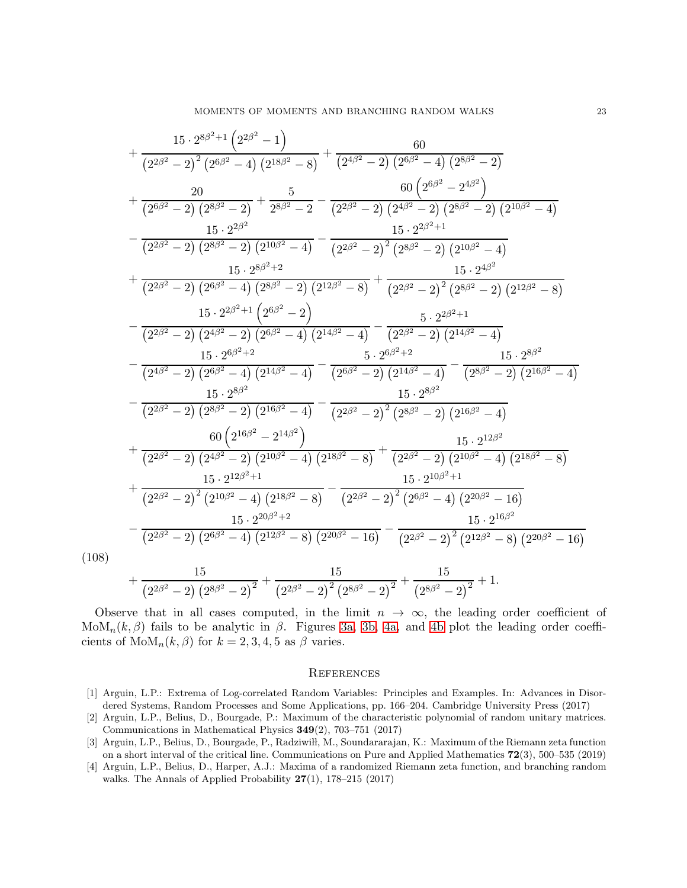$$
\begin{aligned}
&+\frac{15\cdot 2^{8\beta^2+1}\left(2^{2\beta^2}-1\right)}{\left(2^{2\beta^2}-2\right)^2\left(2^{6\beta^2}-4\right)\left(2^{18\beta^2}-8\right)}+\frac{60}{\left(2^{4\beta^2}-2\right)\left(2^{6\beta^2}-4\right)\left(2^{8\beta^2}-2\right)}\\
&+\frac{20}{\left(2^{6\beta^2}-2\right)\left(2^{8\beta^2}-2\right)}+\frac{5}{2^{8\beta^2}-2}-\frac{60\left(2^{6\beta^2}-2^{4\beta^2}\right)}{\left(2^{2\beta^2}-2\right)\left(2^{4\beta^2}-2\right)\left(2^{8\beta^2}-2\right)\left(2^{10\beta^2}-4\right)}\\
&-\frac{15\cdot 2^{2\beta^2}}{\left(2^{2\beta^2}-2\right)\left(2^{8\beta^2}-2\right)\left(2^{10\beta^2}-4\right)}-\frac{15\cdot 2^{2\beta^2+1}}{\left(2^{2\beta^2}-2\right)^2\left(2^{8\beta^2}-2\right)\left(2^{10\beta^2}-4\right)}\\
&+\frac{15\cdot 2^{8\beta^2+2}}{\left(2^{2\beta^2}-2\right)\left(2^{6\beta^2}-4\right)\left(2^{8\beta^2}-2\right)\left(2^{12\beta^2}-8\right)}+\frac{15\cdot 2^{4\beta^2}}{\left(2^{2\beta^2}-2\right)^2\left(2^{8\beta^2}-2\right)\left(2^{12\beta^2}-8\right)}\\
&-\frac{15\cdot 2^{2\beta^2+1}\left(2^{6\beta^2}-2\right)}{\left(2^{2\beta^2}-2\right)\left(2^{4\beta^2}-2\right)\left(2^{6\beta^2}-4\right)\left(2^{14\beta^2}-4\right)}-\frac{5\cdot 2^{2\beta^2+1}}{\left(2^{2\beta^2}-2\right)\left(2^{14\beta^2}-4\right)}\\
&-\frac{15\cdot 2^{6\beta^2+2}}{\left(2^{4\beta^2}-2\right)\left(2^{6\beta^2}-4\right)\left(2^{14\beta^2}-4\right)}-\frac{5\cdot 2^{6\beta^2+2}}{\left(2^{6\beta^2}-2\right)\left(2^{14\beta^2}-4\right)}-\frac{15\cdot 2^{8\beta^2}}{\left(2^{8\beta^2}-2\right)\left(2^{16\beta^2}-4\right)}\\
&-\frac{15\cdot 2^{8\beta^2}}{\left(2^{2\beta^2}-2\right)\left(2^{8\beta^2}-2\right)\left(2^{16\beta^2}-4\right)}-\frac{15\cdot 2^{8\beta^2}}{\left(2^{2\beta^2}-2\right)^2\left(2^{8\beta^2}-2\right)\left(2^{16\beta^2}-4\right)}\\
&+\frac{60\left(2^{16\beta^2}-2^{14\beta^2}\right)}{\left(2^{2\beta^2}-2\right)\left(2^{4\beta^2}-2\right)\left(2^{10\beta^2}-4\right)\left(2^{18\beta^2}-8\right)}+\frac{15\cdot 2^{12\beta^2}}{\left(2^{2\beta^2}-2\right)\left(2^{10\beta^2}-4\right)\left(2^{18\beta^2}-8\right)}\\
&+\frac{15\cdot 2^{12\beta^2+1}}{\left(2^{2\beta^2}-2\right)^2\left(2^{10\beta^2}-4\right)\left(2^{18\beta^2}-8\right)}-\frac{15\cdot 2^{10\beta^2+1}}{\left(2^{2\beta^2}-2\right)^2\left(2^{6\beta^2}-4\right)\left(2^{20\beta^2}-16\right)}\\
&-\frac{15\cdot 2^{20\beta^2+2}}{\left(2^{2\beta^2}-2\right)\left(2^{6\beta^2}-4\right)\left(2^{12\beta^2}-8\right)\left(2^{20\beta^2}-16\right)}-\frac{15\cdot 2^{16\beta^2}}{\left(2^{2\beta^2}-2\right)^2\left(2^{12\beta^2}-8\right)\left(2^{20\beta^2}-16\right)}\\
&+\frac{15}{\left(2^{2\beta^2}-2\right)\left(2^{8\beta^2}-2\right)^2}+\frac{15}{\left(2^{2\beta^2}-2\right)^2\left(2^{8\beta^2}-2\right)^2}+\frac{15}{\left(2^{8\beta^2}-2\right)^2}+1. \qquad (108)
\end{aligned}
$$

Observe that in all cases computed, in the limit $n \to \infty$, the leading order coefficient of $\mathrm{MoM}_n(k,\beta)$ fails to be analytic in $\beta$. Figures 3a, 3b, 4a, and 4b plot the leading order coefficients of $\mathrm{MoM}_n(k,\beta)$ for $k = 2, 3, 4, 5$ as $\beta$ varies.

## References

[1] Arguin, L.P.: Extrema of Log-correlated Random Variables: Principles and Examples. In: Advances in Disordered Systems, Random Processes and Some Applications, pp. 166–204. Cambridge University Press (2017)

[2] Arguin, L.P., Belius, D., Bourgade, P.: Maximum of the characteristic polynomial of random unitary matrices. Communications in Mathematical Physics **349**(2), 703–751 (2017)

[3] Arguin, L.P., Belius, D., Bourgade, P., Radziwiłł, M., Soundararajan, K.: Maximum of the Riemann zeta function on a short interval of the critical line. Communications on Pure and Applied Mathematics **72**(3), 500–535 (2019)

[4] Arguin, L.P., Belius, D., Harper, A.J.: Maxima of a randomized Riemann zeta function, and branching random walks. The Annals of Applied Probability **27**(1), 178–215 (2017)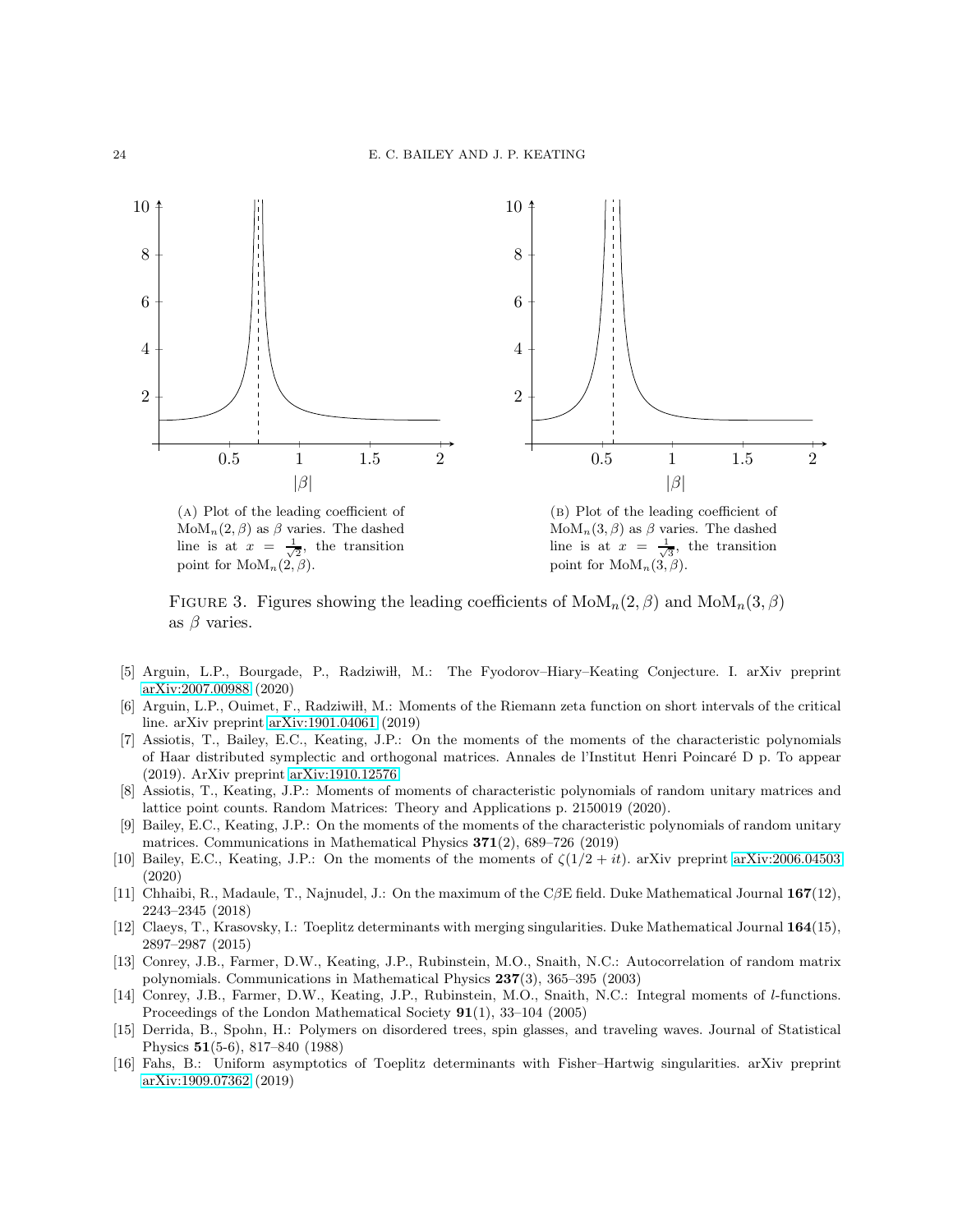10

8

6

4

2

0.5 1 1.5 2

$|\beta|$

(A) Plot of the leading coefficient of $\mathrm{MoM}_n(2,\beta)$ as $\beta$ varies. The dashed line is at $x = \frac{1}{\sqrt{2}}$, the transition point for $\mathrm{MoM}_n(2,\beta)$.

10

8

6

4

2

0.5 1 1.5 2

$|\beta|$

(B) Plot of the leading coefficient of $\mathrm{MoM}_n(3,\beta)$ as $\beta$ varies. The dashed line is at $x = \frac{1}{\sqrt{3}}$, the transition point for $\mathrm{MoM}_n(3,\beta)$.

FIGURE 3. Figures showing the leading coefficients of $\mathrm{MoM}_n(2,\beta)$ and $\mathrm{MoM}_n(3,\beta)$ as $\beta$ varies.

[5] Arguin, L.P., Bourgade, P., Radziwiłł, M.: The Fyodorov–Hiary–Keating Conjecture. I. arXiv preprint arXiv:2007.00988 (2020)

[6] Arguin, L.P., Ouimet, F., Radziwiłł, M.: Moments of the Riemann zeta function on short intervals of the critical line. arXiv preprint arXiv:1901.04061 (2019)

[7] Assiotis, T., Bailey, E.C., Keating, J.P.: On the moments of the moments of the characteristic polynomials of Haar distributed symplectic and orthogonal matrices. Annales de l'Institut Henri Poincaré D p. To appear (2019). ArXiv preprint arXiv:1910.12576

[8] Assiotis, T., Keating, J.P.: Moments of moments of characteristic polynomials of random unitary matrices and lattice point counts. Random Matrices: Theory and Applications p. 2150019 (2020).

[9] Bailey, E.C., Keating, J.P.: On the moments of the moments of the characteristic polynomials of random unitary matrices. Communications in Mathematical Physics **371**(2), 689–726 (2019)

[10] Bailey, E.C., Keating, J.P.: On the moments of the moments of $\zeta(1/2+it)$. arXiv preprint arXiv:2006.04503 (2020)

[11] Chhaibi, R., Madaule, T., Najnudel, J.: On the maximum of the C$\beta$E field. Duke Mathematical Journal **167**(12), 2243–2345 (2018)

[12] Claeys, T., Krasovsky, I.: Toeplitz determinants with merging singularities. Duke Mathematical Journal **164**(15), 2897–2987 (2015)

[13] Conrey, J.B., Farmer, D.W., Keating, J.P., Rubinstein, M.O., Snaith, N.C.: Autocorrelation of random matrix polynomials. Communications in Mathematical Physics **237**(3), 365–395 (2003)

[14] Conrey, J.B., Farmer, D.W., Keating, J.P., Rubinstein, M.O., Snaith, N.C.: Integral moments of $l$-functions. Proceedings of the London Mathematical Society **91**(1), 33–104 (2005)

[15] Derrida, B., Spohn, H.: Polymers on disordered trees, spin glasses, and traveling waves. Journal of Statistical Physics **51**(5-6), 817–840 (1988)

[16] Fahs, B.: Uniform asymptotics of Toeplitz determinants with Fisher–Hartwig singularities. arXiv preprint arXiv:1909.07362 (2019)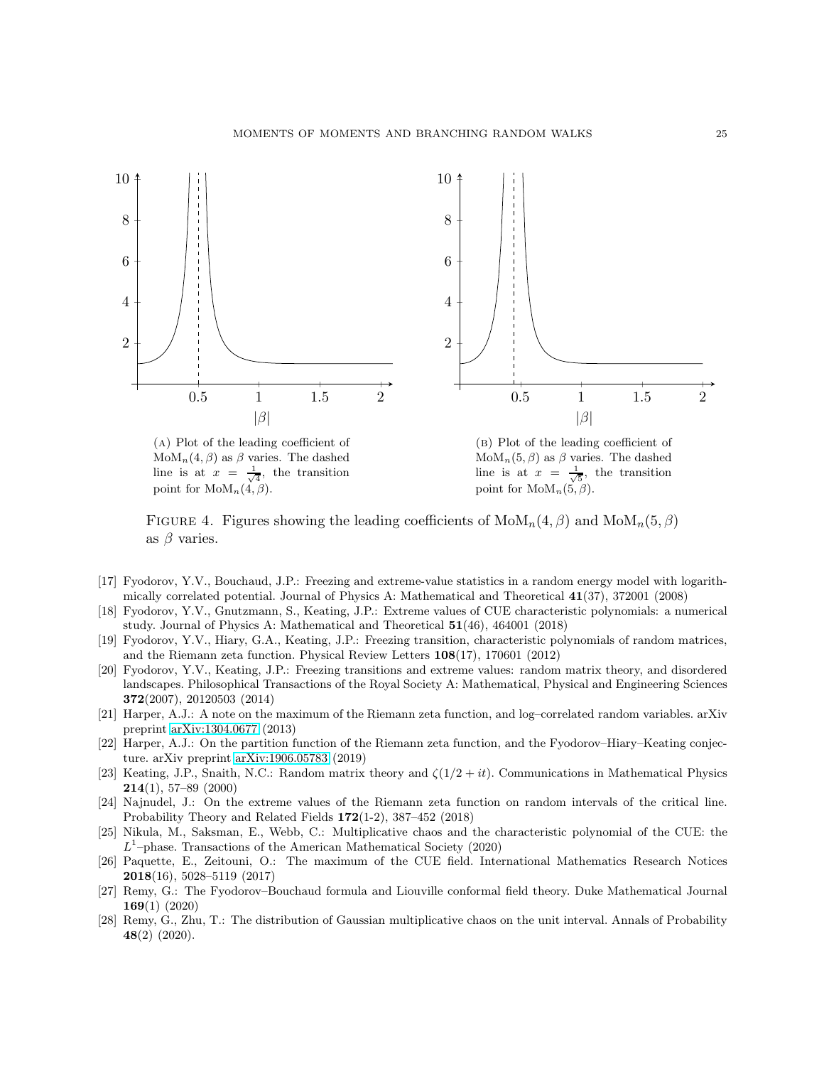10

8

6

4

2

0.5 1 1.5 2

$|\beta|$

(A) Plot of the leading coefficient of $\mathrm{MoM}_n(4,\beta)$ as $\beta$ varies. The dashed line is at $x = \frac{1}{\sqrt{4}}$, the transition point for $\mathrm{MoM}_n(4,\beta)$.

10

8

6

4

2

0.5 1 1.5 2

$|\beta|$

(B) Plot of the leading coefficient of $\mathrm{MoM}_n(5,\beta)$ as $\beta$ varies. The dashed line is at $x = \frac{1}{\sqrt{5}}$, the transition point for $\mathrm{MoM}_n(5,\beta)$.

Figure 4. Figures showing the leading coefficients of $\mathrm{MoM}_n(4,\beta)$ and $\mathrm{MoM}_n(5,\beta)$ as $\beta$ varies.

[17] Fyodorov, Y.V., Bouchaud, J.P.: Freezing and extreme-value statistics in a random energy model with logarithmically correlated potential. Journal of Physics A: Mathematical and Theoretical **41**(37), 372001 (2008)

[18] Fyodorov, Y.V., Gnutzmann, S., Keating, J.P.: Extreme values of CUE characteristic polynomials: a numerical study. Journal of Physics A: Mathematical and Theoretical **51**(46), 464001 (2018)

[19] Fyodorov, Y.V., Hiary, G.A., Keating, J.P.: Freezing transition, characteristic polynomials of random matrices, and the Riemann zeta function. Physical Review Letters **108**(17), 170601 (2012)

[20] Fyodorov, Y.V., Keating, J.P.: Freezing transitions and extreme values: random matrix theory, and disordered landscapes. Philosophical Transactions of the Royal Society A: Mathematical, Physical and Engineering Sciences **372**(2007), 20120503 (2014)

[21] Harper, A.J.: A note on the maximum of the Riemann zeta function, and log–correlated random variables. arXiv preprint arXiv:1304.0677 (2013)

[22] Harper, A.J.: On the partition function of the Riemann zeta function, and the Fyodorov–Hiary–Keating conjecture. arXiv preprint arXiv:1906.05783 (2019)

[23] Keating, J.P., Snaith, N.C.: Random matrix theory and $\zeta(1/2+it)$. Communications in Mathematical Physics **214**(1), 57–89 (2000)

[24] Najnudel, J.: On the extreme values of the Riemann zeta function on random intervals of the critical line. Probability Theory and Related Fields **172**(1-2), 387–452 (2018)

[25] Nikula, M., Saksman, E., Webb, C.: Multiplicative chaos and the characteristic polynomial of the CUE: the $L^1$–phase. Transactions of the American Mathematical Society (2020)

[26] Paquette, E., Zeitouni, O.: The maximum of the CUE field. International Mathematics Research Notices **2018**(16), 5028–5119 (2017)

[27] Remy, G.: The Fyodorov–Bouchaud formula and Liouville conformal field theory. Duke Mathematical Journal **169**(1) (2020)

[28] Remy, G., Zhu, T.: The distribution of Gaussian multiplicative chaos on the unit interval. Annals of Probability **48**(2) (2020).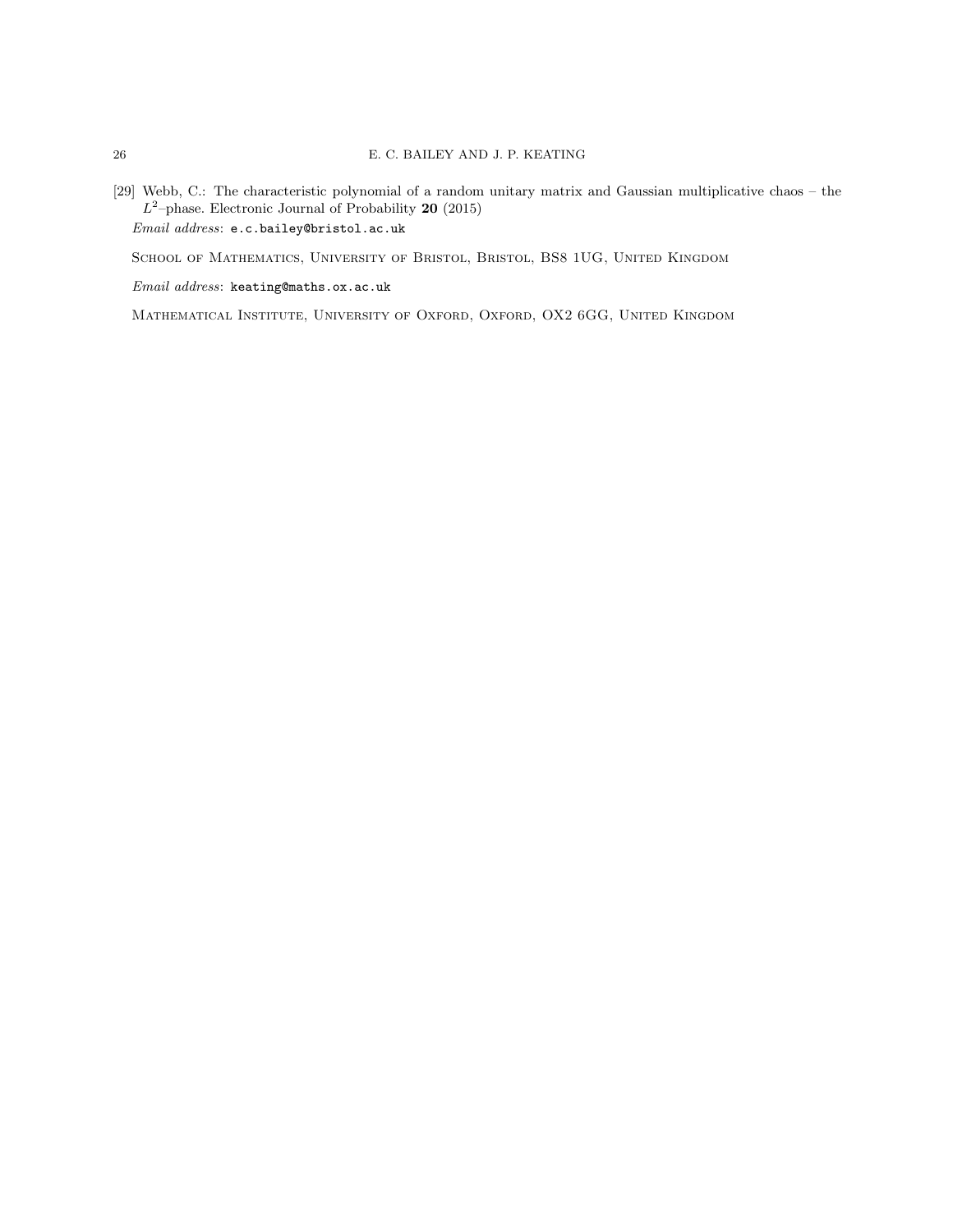[29] Webb, C.: The characteristic polynomial of a random unitary matrix and Gaussian multiplicative chaos – the $L^2$–phase. Electronic Journal of Probability **20** (2015)

*Email address*: e.c.bailey@bristol.ac.uk

School of Mathematics, University of Bristol, Bristol, BS8 1UG, United Kingdom

*Email address*: keating@maths.ox.ac.uk

Mathematical Institute, University of Oxford, Oxford, OX2 6GG, United Kingdom